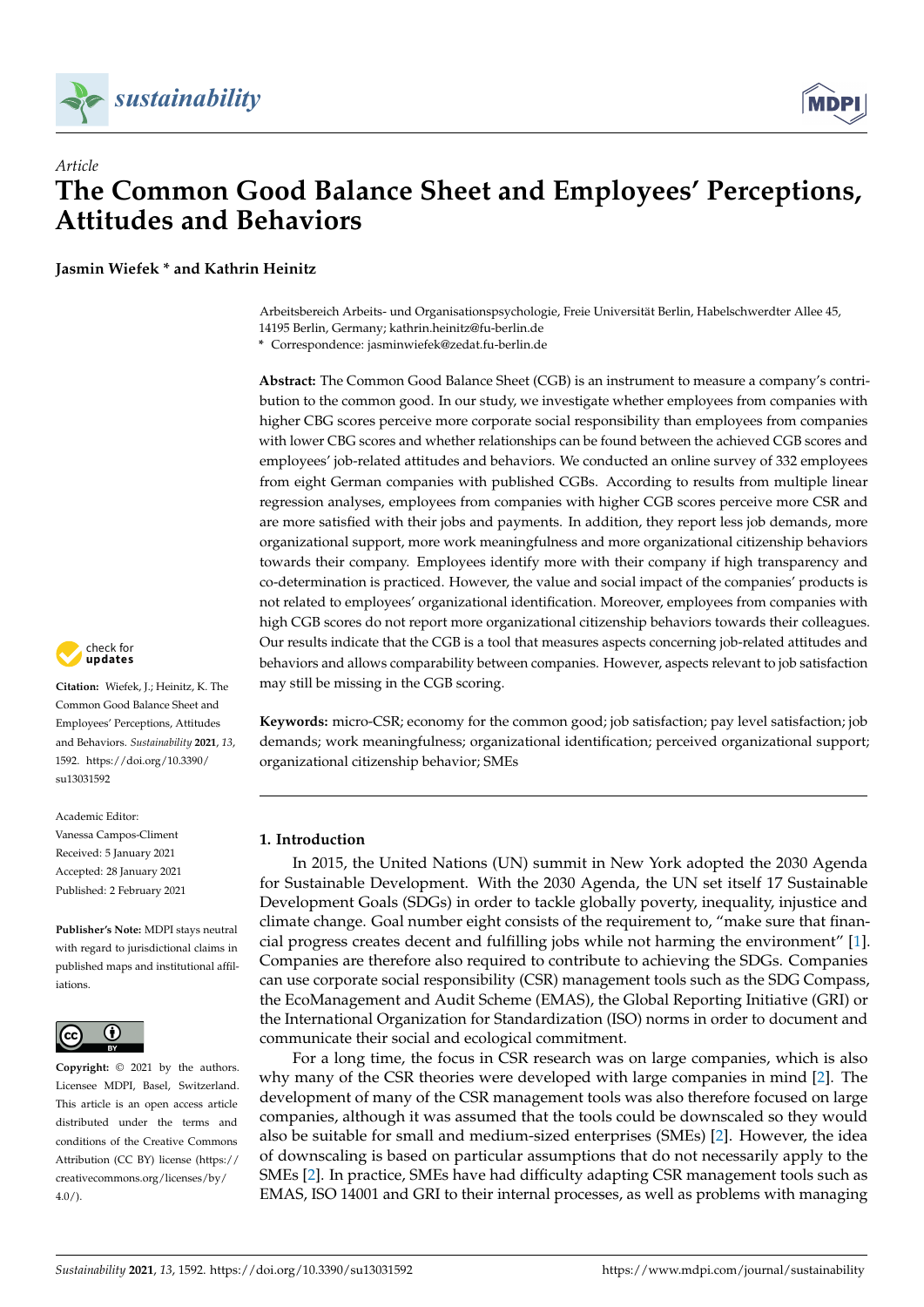*Article*

# The Common Good Balance Sheet and Employees' Perceptions, Attitudes and Behaviors

**Jasmin Wiefek * and Kathrin Heinitz**

Arbeitsbereich Arbeits- und Organisationspsychologie, Freie Universität Berlin, Habelschwerdter Allee 45, 14195 Berlin, Germany; kathrin.heinitz@fu-berlin.de
* Correspondence: jasminwiefek@zedat.fu-berlin.de

**Abstract:** The Common Good Balance Sheet (CGB) is an instrument to measure a company's contribution to the common good. In our study, we investigate whether employees from companies with higher CBG scores perceive more corporate social responsibility than employees from companies with lower CBG scores and whether relationships can be found between the achieved CGB scores and employees' job-related attitudes and behaviors. We conducted an online survey of 332 employees from eight German companies with published CGBs. According to results from multiple linear regression analyses, employees from companies with higher CGB scores perceive more CSR and are more satisfied with their jobs and payments. In addition, they report less job demands, more organizational support, more work meaningfulness and more organizational citizenship behaviors towards their company. Employees identify more with their company if high transparency and co-determination is practiced. However, the value and social impact of the companies' products is not related to employees' organizational identification. Moreover, employees from companies with high CGB scores do not report more organizational citizenship behaviors towards their colleagues. Our results indicate that the CGB is a tool that measures aspects concerning job-related attitudes and behaviors and allows comparability between companies. However, aspects relevant to job satisfaction may still be missing in the CGB scoring.

**Keywords:** micro-CSR; economy for the common good; job satisfaction; pay level satisfaction; job demands; work meaningfulness; organizational identification; perceived organizational support; organizational citizenship behavior; SMEs

**Citation:** Wiefek, J.; Heinitz, K. The Common Good Balance Sheet and Employees' Perceptions, Attitudes and Behaviors. *Sustainability* **2021**, *13*, 1592. https://doi.org/10.3390/su13031592

Academic Editor: Vanessa Campos-Climent

Received: 5 January 2021
Accepted: 28 January 2021
Published: 2 February 2021

**Publisher's Note:** MDPI stays neutral with regard to jurisdictional claims in published maps and institutional affiliations.

**Copyright:** © 2021 by the authors. Licensee MDPI, Basel, Switzerland. This article is an open access article distributed under the terms and conditions of the Creative Commons Attribution (CC BY) license (https://creativecommons.org/licenses/by/4.0/).

## 1. Introduction

In 2015, the United Nations (UN) summit in New York adopted the 2030 Agenda for Sustainable Development. With the 2030 Agenda, the UN set itself 17 Sustainable Development Goals (SDGs) in order to tackle globally poverty, inequality, injustice and climate change. Goal number eight consists of the requirement to, "make sure that financial progress creates decent and fulfilling jobs while not harming the environment" [1]. Companies are therefore also required to contribute to achieving the SDGs. Companies can use corporate social responsibility (CSR) management tools such as the SDG Compass, the EcoManagement and Audit Scheme (EMAS), the Global Reporting Initiative (GRI) or the International Organization for Standardization (ISO) norms in order to document and communicate their social and ecological commitment.

For a long time, the focus in CSR research was on large companies, which is also why many of the CSR theories were developed with large companies in mind [2]. The development of many of the CSR management tools was also therefore focused on large companies, although it was assumed that the tools could be downscaled so they would also be suitable for small and medium-sized enterprises (SMEs) [2]. However, the idea of downscaling is based on particular assumptions that do not necessarily apply to the SMEs [2]. In practice, SMEs have had difficulty adapting CSR management tools such as EMAS, ISO 14001 and GRI to their internal processes, as well as problems with managing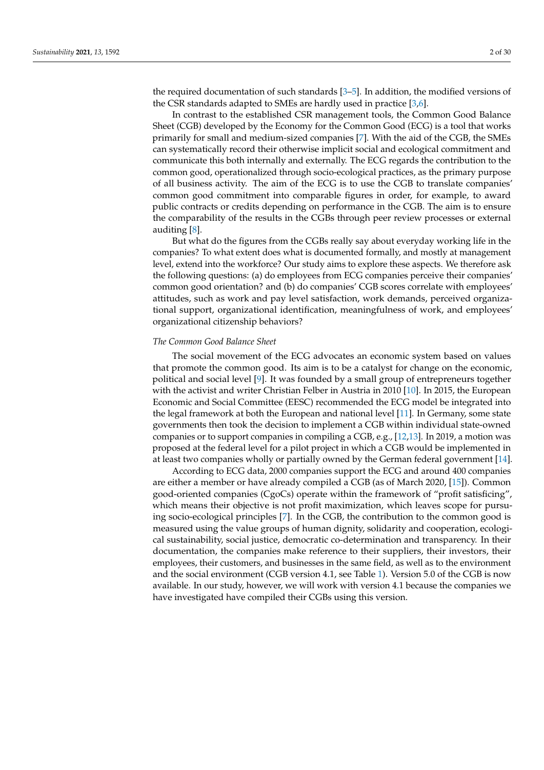the required documentation of such standards [3–5]. In addition, the modified versions of the CSR standards adapted to SMEs are hardly used in practice [3,6].

In contrast to the established CSR management tools, the Common Good Balance Sheet (CGB) developed by the Economy for the Common Good (ECG) is a tool that works primarily for small and medium-sized companies [7]. With the aid of the CGB, the SMEs can systematically record their otherwise implicit social and ecological commitment and communicate this both internally and externally. The ECG regards the contribution to the common good, operationalized through socio-ecological practices, as the primary purpose of all business activity. The aim of the ECG is to use the CGB to translate companies' common good commitment into comparable figures in order, for example, to award public contracts or credits depending on performance in the CGB. The aim is to ensure the comparability of the results in the CGBs through peer review processes or external auditing [8].

But what do the figures from the CGBs really say about everyday working life in the companies? To what extent does what is documented formally, and mostly at management level, extend into the workforce? Our study aims to explore these aspects. We therefore ask the following questions: (a) do employees from ECG companies perceive their companies' common good orientation? and (b) do companies' CGB scores correlate with employees' attitudes, such as work and pay level satisfaction, work demands, perceived organizational support, organizational identification, meaningfulness of work, and employees' organizational citizenship behaviors?

*The Common Good Balance Sheet*

The social movement of the ECG advocates an economic system based on values that promote the common good. Its aim is to be a catalyst for change on the economic, political and social level [9]. It was founded by a small group of entrepreneurs together with the activist and writer Christian Felber in Austria in 2010 [10]. In 2015, the European Economic and Social Committee (EESC) recommended the ECG model be integrated into the legal framework at both the European and national level [11]. In Germany, some state governments then took the decision to implement a CGB within individual state-owned companies or to support companies in compiling a CGB, e.g., [12,13]. In 2019, a motion was proposed at the federal level for a pilot project in which a CGB would be implemented in at least two companies wholly or partially owned by the German federal government [14].

According to ECG data, 2000 companies support the ECG and around 400 companies are either a member or have already compiled a CGB (as of March 2020, [15]). Common good-oriented companies (CgoCs) operate within the framework of "profit satisficing", which means their objective is not profit maximization, which leaves scope for pursuing socio-ecological principles [7]. In the CGB, the contribution to the common good is measured using the value groups of human dignity, solidarity and cooperation, ecological sustainability, social justice, democratic co-determination and transparency. In their documentation, the companies make reference to their suppliers, their investors, their employees, their customers, and businesses in the same field, as well as to the environment and the social environment (CGB version 4.1, see Table 1). Version 5.0 of the CGB is now available. In our study, however, we will work with version 4.1 because the companies we have investigated have compiled their CGBs using this version.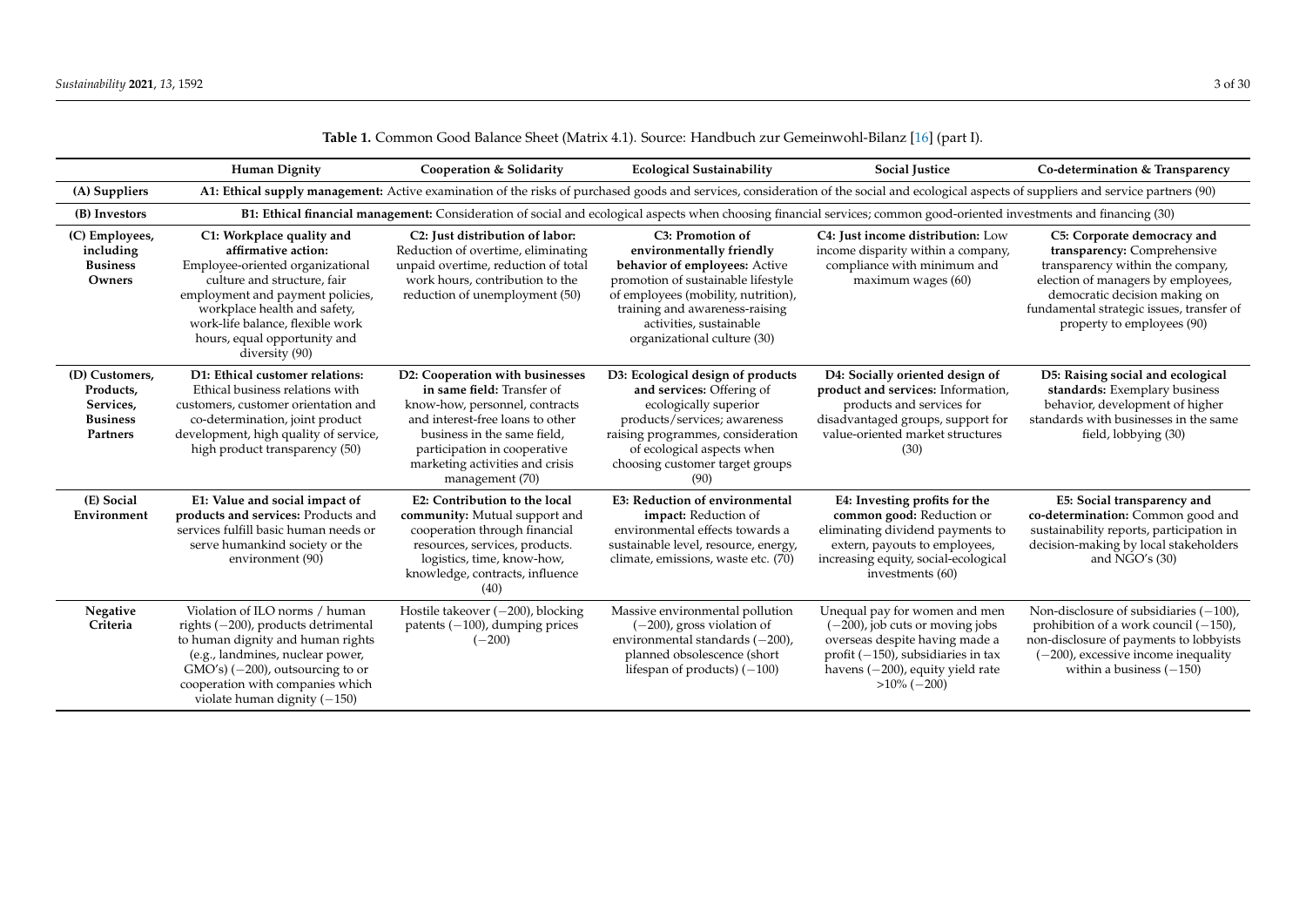**Table 1.** Common Good Balance Sheet (Matrix 4.1). Source: Handbuch zur Gemeinwohl-Bilanz [16] (part I).

| | Human Dignity | Cooperation & Solidarity | Ecological Sustainability | Social Justice | Co-determination & Transparency |
|---|---|---|---|---|---|
| **(A) Suppliers** | **A1: Ethical supply management:** Active examination of the risks of purchased goods and services, consideration of the social and ecological aspects of suppliers and service partners (90) | | | | |
| **(B) Investors** | **B1: Ethical financial management:** Consideration of social and ecological aspects when choosing financial services; common good-oriented investments and financing (30) | | | | |
| **(C) Employees, including Business Owners** | **C1: Workplace quality and affirmative action:** Employee-oriented organizational culture and structure, fair employment and payment policies, workplace health and safety, work-life balance, flexible work hours, equal opportunity and diversity (90) | **C2: Just distribution of labor:** Reduction of overtime, eliminating unpaid overtime, reduction of total work hours, contribution to the reduction of unemployment (50) | **C3: Promotion of environmentally friendly behavior of employees:** Active promotion of sustainable lifestyle of employees (mobility, nutrition), training and awareness-raising activities, sustainable organizational culture (30) | **C4: Just income distribution:** Low income disparity within a company, compliance with minimum and maximum wages (60) | **C5: Corporate democracy and transparency:** Comprehensive transparency within the company, election of managers by employees, democratic decision making on fundamental strategic issues, transfer of property to employees (90) |
| **(D) Customers, Products, Services, Business Partners** | **D1: Ethical customer relations:** Ethical business relations with customers, customer orientation and co-determination, joint product development, high quality of service, high product transparency (50) | **D2: Cooperation with businesses in same field:** Transfer of know-how, personnel, contracts and interest-free loans to other business in the same field, participation in cooperative marketing activities and crisis management (70) | **D3: Ecological design of products and services:** Offering of ecologically superior products/services; awareness raising programmes, consideration of ecological aspects when choosing customer target groups (90) | **D4: Socially oriented design of product and services:** Information, products and services for disadvantaged groups, support for value-oriented market structures (30) | **D5: Raising social and ecological standards:** Exemplary business behavior, development of higher standards with businesses in the same field, lobbying (30) |
| **(E) Social Environment** | **E1: Value and social impact of products and services:** Products and services fulfill basic human needs or serve humankind society or the environment (90) | **E2: Contribution to the local community:** Mutual support and cooperation through financial resources, services, products. logistics, time, know-how, knowledge, contracts, influence (40) | **E3: Reduction of environmental impact:** Reduction of environmental effects towards a sustainable level, resource, energy, climate, emissions, waste etc. (70) | **E4: Investing profits for the common good:** Reduction or eliminating dividend payments to extern, payouts to employees, increasing equity, social-ecological investments (60) | **E5: Social transparency and co-determination:** Common good and sustainability reports, participation in decision-making by local stakeholders and NGO's (30) |
| **Negative Criteria** | Violation of ILO norms / human rights (−200), products detrimental to human dignity and human rights (e.g., landmines, nuclear power, GMO's) (−200), outsourcing to or cooperation with companies which violate human dignity (−150) | Hostile takeover (−200), blocking patents (−100), dumping prices (−200) | Massive environmental pollution (−200), gross violation of environmental standards (−200), planned obsolescence (short lifespan of products) (−100) | Unequal pay for women and men (−200), job cuts or moving jobs overseas despite having made a profit (−150), subsidiaries in tax havens (−200), equity yield rate >10% (−200) | Non-disclosure of subsidiaries (−100), prohibition of a work council (−150), non-disclosure of payments to lobbyists (−200), excessive income inequality within a business (−150) |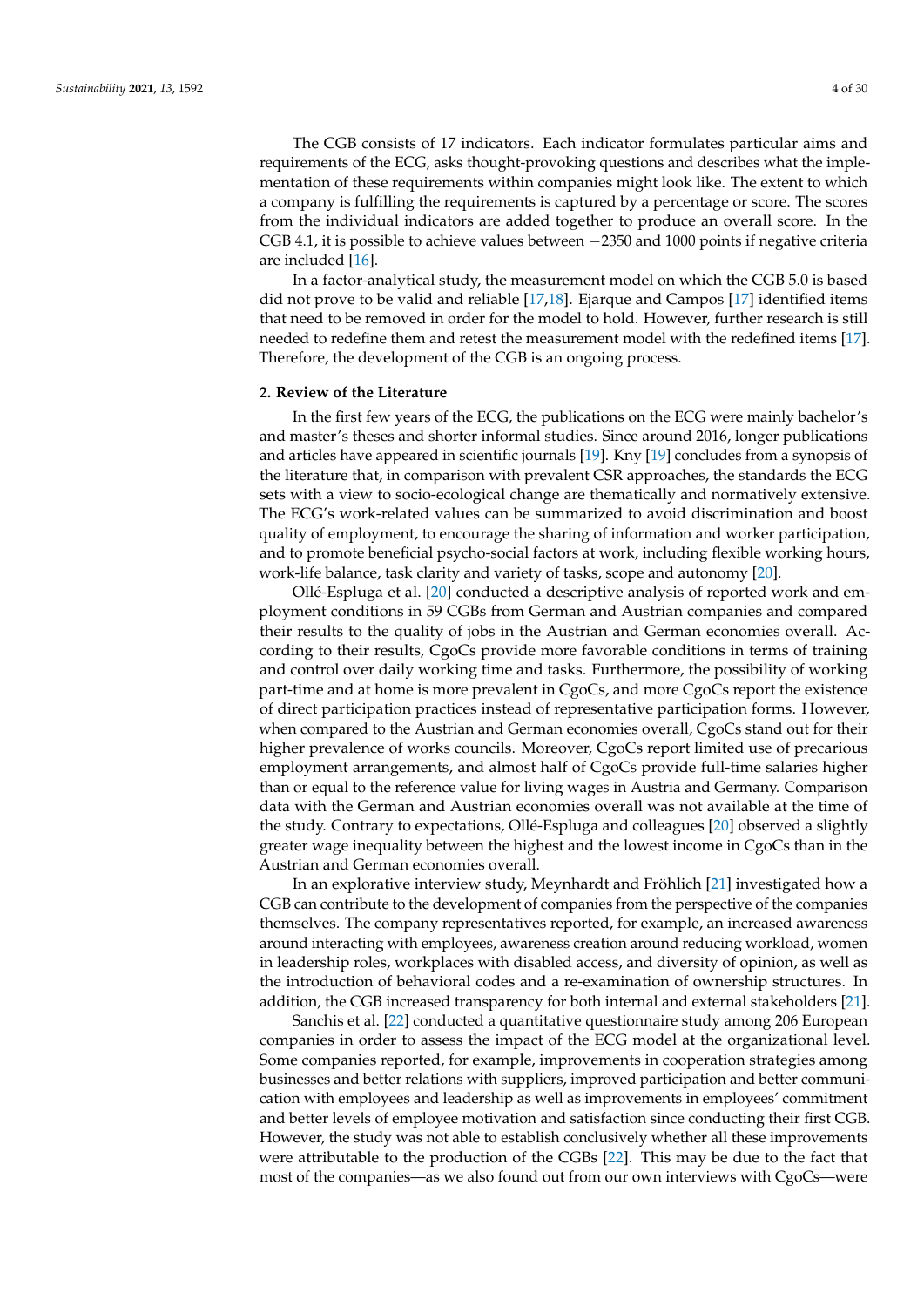The CGB consists of 17 indicators. Each indicator formulates particular aims and requirements of the ECG, asks thought-provoking questions and describes what the implementation of these requirements within companies might look like. The extent to which a company is fulfilling the requirements is captured by a percentage or score. The scores from the individual indicators are added together to produce an overall score. In the CGB 4.1, it is possible to achieve values between −2350 and 1000 points if negative criteria are included [16].

In a factor-analytical study, the measurement model on which the CGB 5.0 is based did not prove to be valid and reliable [17,18]. Ejarque and Campos [17] identified items that need to be removed in order for the model to hold. However, further research is still needed to redefine them and retest the measurement model with the redefined items [17]. Therefore, the development of the CGB is an ongoing process.

## 2. Review of the Literature

In the first few years of the ECG, the publications on the ECG were mainly bachelor's and master's theses and shorter informal studies. Since around 2016, longer publications and articles have appeared in scientific journals [19]. Kny [19] concludes from a synopsis of the literature that, in comparison with prevalent CSR approaches, the standards the ECG sets with a view to socio-ecological change are thematically and normatively extensive. The ECG's work-related values can be summarized to avoid discrimination and boost quality of employment, to encourage the sharing of information and worker participation, and to promote beneficial psycho-social factors at work, including flexible working hours, work-life balance, task clarity and variety of tasks, scope and autonomy [20].

Ollé-Espluga et al. [20] conducted a descriptive analysis of reported work and employment conditions in 59 CGBs from German and Austrian companies and compared their results to the quality of jobs in the Austrian and German economies overall. According to their results, CgoCs provide more favorable conditions in terms of training and control over daily working time and tasks. Furthermore, the possibility of working part-time and at home is more prevalent in CgoCs, and more CgoCs report the existence of direct participation practices instead of representative participation forms. However, when compared to the Austrian and German economies overall, CgoCs stand out for their higher prevalence of works councils. Moreover, CgoCs report limited use of precarious employment arrangements, and almost half of CgoCs provide full-time salaries higher than or equal to the reference value for living wages in Austria and Germany. Comparison data with the German and Austrian economies overall was not available at the time of the study. Contrary to expectations, Ollé-Espluga and colleagues [20] observed a slightly greater wage inequality between the highest and the lowest income in CgoCs than in the Austrian and German economies overall.

In an explorative interview study, Meynhardt and Fröhlich [21] investigated how a CGB can contribute to the development of companies from the perspective of the companies themselves. The company representatives reported, for example, an increased awareness around interacting with employees, awareness creation around reducing workload, women in leadership roles, workplaces with disabled access, and diversity of opinion, as well as the introduction of behavioral codes and a re-examination of ownership structures. In addition, the CGB increased transparency for both internal and external stakeholders [21].

Sanchis et al. [22] conducted a quantitative questionnaire study among 206 European companies in order to assess the impact of the ECG model at the organizational level. Some companies reported, for example, improvements in cooperation strategies among businesses and better relations with suppliers, improved participation and better communication with employees and leadership as well as improvements in employees' commitment and better levels of employee motivation and satisfaction since conducting their first CGB. However, the study was not able to establish conclusively whether all these improvements were attributable to the production of the CGBs [22]. This may be due to the fact that most of the companies—as we also found out from our own interviews with CgoCs—were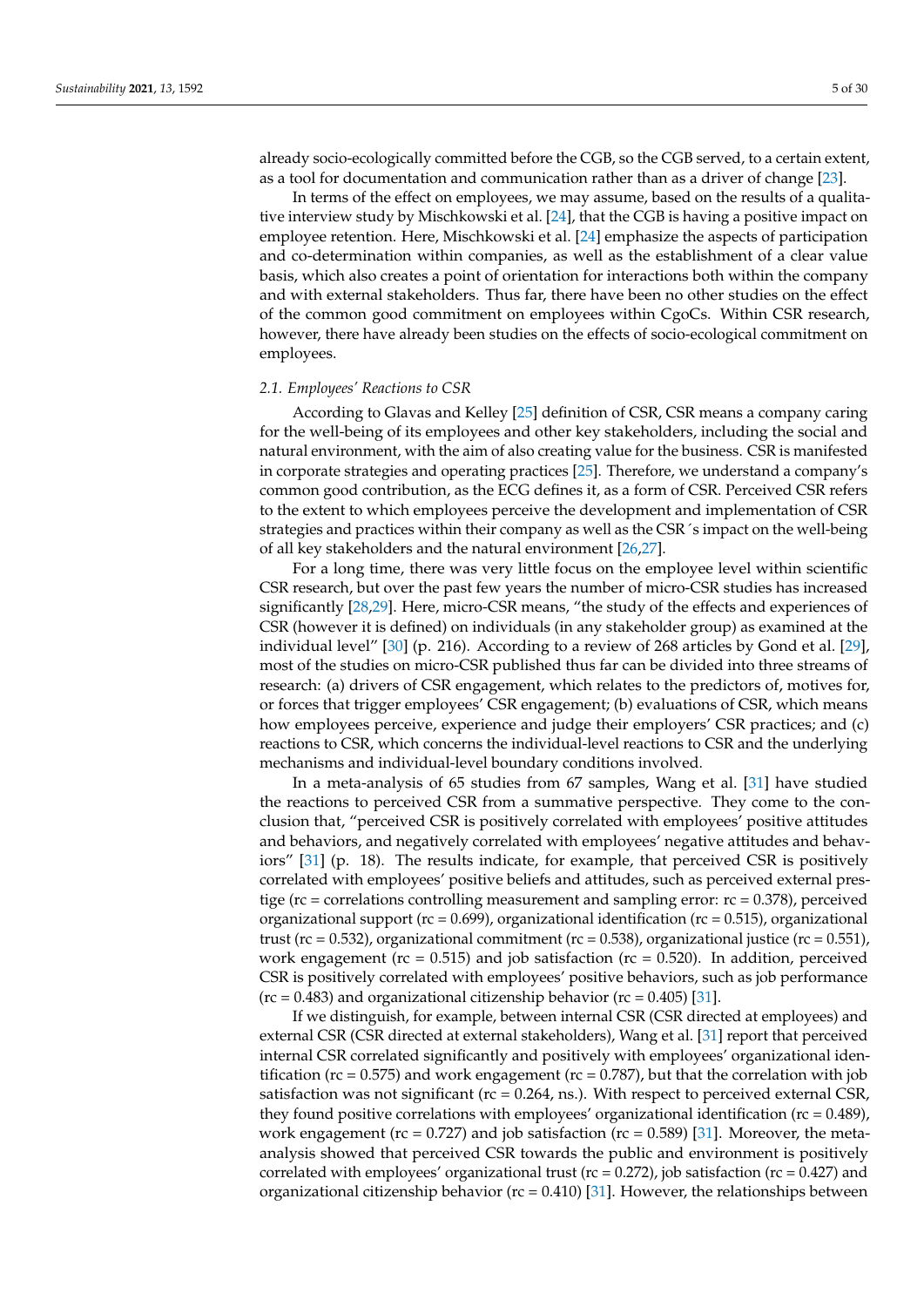already socio-ecologically committed before the CGB, so the CGB served, to a certain extent, as a tool for documentation and communication rather than as a driver of change [23].

In terms of the effect on employees, we may assume, based on the results of a qualitative interview study by Mischkowski et al. [24], that the CGB is having a positive impact on employee retention. Here, Mischkowski et al. [24] emphasize the aspects of participation and co-determination within companies, as well as the establishment of a clear value basis, which also creates a point of orientation for interactions both within the company and with external stakeholders. Thus far, there have been no other studies on the effect of the common good commitment on employees within CgoCs. Within CSR research, however, there have already been studies on the effects of socio-ecological commitment on employees.

### 2.1. Employees' Reactions to CSR

According to Glavas and Kelley [25] definition of CSR, CSR means a company caring for the well-being of its employees and other key stakeholders, including the social and natural environment, with the aim of also creating value for the business. CSR is manifested in corporate strategies and operating practices [25]. Therefore, we understand a company's common good contribution, as the ECG defines it, as a form of CSR. Perceived CSR refers to the extent to which employees perceive the development and implementation of CSR strategies and practices within their company as well as the CSR´s impact on the well-being of all key stakeholders and the natural environment [26,27].

For a long time, there was very little focus on the employee level within scientific CSR research, but over the past few years the number of micro-CSR studies has increased significantly [28,29]. Here, micro-CSR means, "the study of the effects and experiences of CSR (however it is defined) on individuals (in any stakeholder group) as examined at the individual level" [30] (p. 216). According to a review of 268 articles by Gond et al. [29], most of the studies on micro-CSR published thus far can be divided into three streams of research: (a) drivers of CSR engagement, which relates to the predictors of, motives for, or forces that trigger employees' CSR engagement; (b) evaluations of CSR, which means how employees perceive, experience and judge their employers' CSR practices; and (c) reactions to CSR, which concerns the individual-level reactions to CSR and the underlying mechanisms and individual-level boundary conditions involved.

In a meta-analysis of 65 studies from 67 samples, Wang et al. [31] have studied the reactions to perceived CSR from a summative perspective. They come to the conclusion that, "perceived CSR is positively correlated with employees' positive attitudes and behaviors, and negatively correlated with employees' negative attitudes and behaviors" [31] (p. 18). The results indicate, for example, that perceived CSR is positively correlated with employees' positive beliefs and attitudes, such as perceived external prestige (rc = correlations controlling measurement and sampling error: rc = 0.378), perceived organizational support (rc = 0.699), organizational identification (rc = 0.515), organizational trust (rc = 0.532), organizational commitment (rc = 0.538), organizational justice (rc = 0.551), work engagement (rc = 0.515) and job satisfaction (rc = 0.520). In addition, perceived CSR is positively correlated with employees' positive behaviors, such as job performance (rc = 0.483) and organizational citizenship behavior (rc = 0.405) [31].

If we distinguish, for example, between internal CSR (CSR directed at employees) and external CSR (CSR directed at external stakeholders), Wang et al. [31] report that perceived internal CSR correlated significantly and positively with employees' organizational identification (rc = 0.575) and work engagement (rc = 0.787), but that the correlation with job satisfaction was not significant (rc = 0.264, ns.). With respect to perceived external CSR, they found positive correlations with employees' organizational identification (rc = 0.489), work engagement (rc = 0.727) and job satisfaction (rc = 0.589) [31]. Moreover, the meta-analysis showed that perceived CSR towards the public and environment is positively correlated with employees' organizational trust (rc = 0.272), job satisfaction (rc = 0.427) and organizational citizenship behavior (rc = 0.410) [31]. However, the relationships between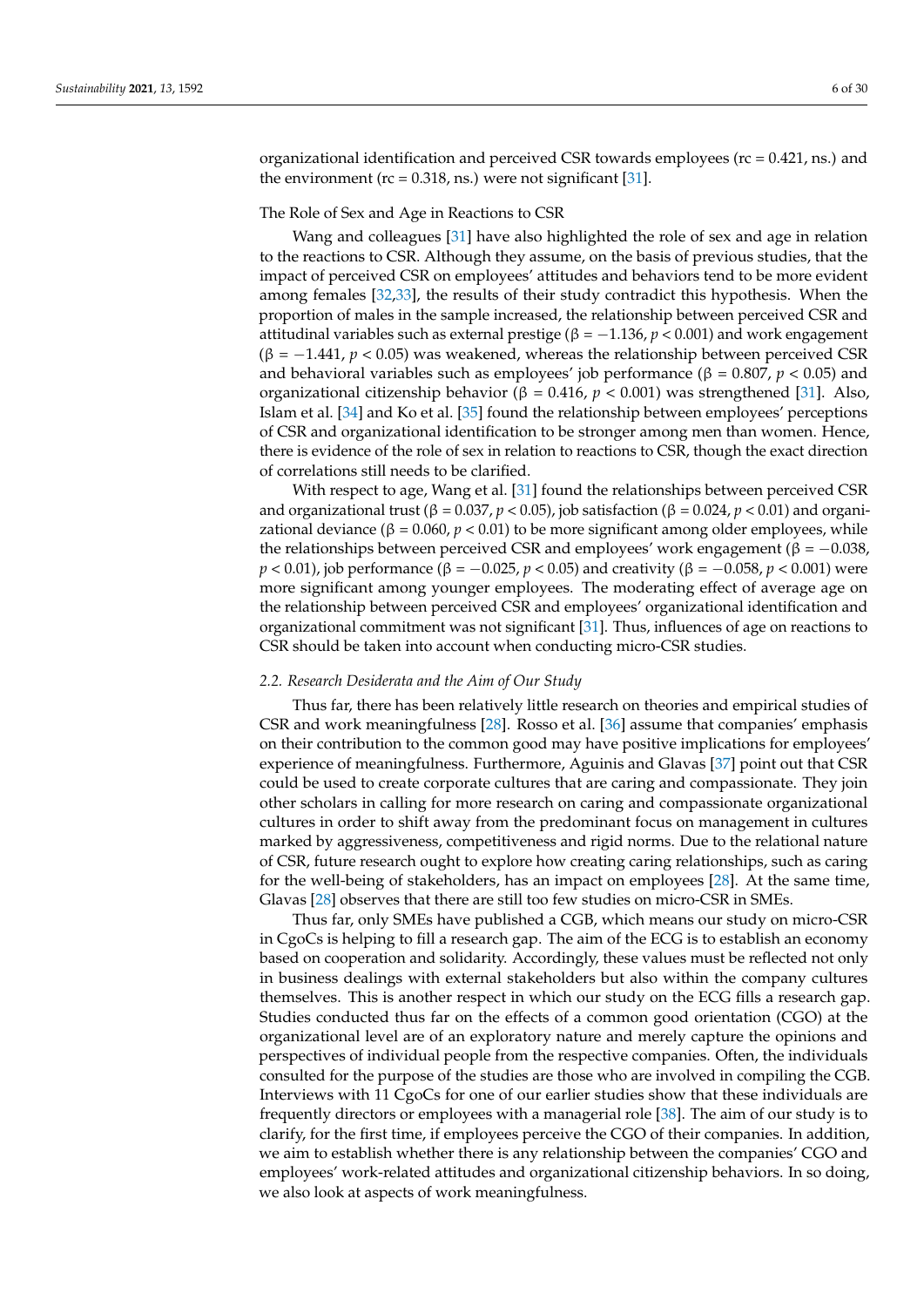organizational identification and perceived CSR towards employees (rc = 0.421, ns.) and the environment (rc = 0.318, ns.) were not significant [31].

The Role of Sex and Age in Reactions to CSR

Wang and colleagues [31] have also highlighted the role of sex and age in relation to the reactions to CSR. Although they assume, on the basis of previous studies, that the impact of perceived CSR on employees' attitudes and behaviors tend to be more evident among females [32,33], the results of their study contradict this hypothesis. When the proportion of males in the sample increased, the relationship between perceived CSR and attitudinal variables such as external prestige ($\beta = -1.136$, $p < 0.001$) and work engagement ($\beta = -1.441$, $p < 0.05$) was weakened, whereas the relationship between perceived CSR and behavioral variables such as employees' job performance ($\beta = 0.807$, $p < 0.05$) and organizational citizenship behavior ($\beta = 0.416$, $p < 0.001$) was strengthened [31]. Also, Islam et al. [34] and Ko et al. [35] found the relationship between employees' perceptions of CSR and organizational identification to be stronger among men than women. Hence, there is evidence of the role of sex in relation to reactions to CSR, though the exact direction of correlations still needs to be clarified.

With respect to age, Wang et al. [31] found the relationships between perceived CSR and organizational trust ($\beta = 0.037$, $p < 0.05$), job satisfaction ($\beta = 0.024$, $p < 0.01$) and organizational deviance ($\beta = 0.060$, $p < 0.01$) to be more significant among older employees, while the relationships between perceived CSR and employees' work engagement ($\beta = -0.038$, $p < 0.01$), job performance ($\beta = -0.025$, $p < 0.05$) and creativity ($\beta = -0.058$, $p < 0.001$) were more significant among younger employees. The moderating effect of average age on the relationship between perceived CSR and employees' organizational identification and organizational commitment was not significant [31]. Thus, influences of age on reactions to CSR should be taken into account when conducting micro-CSR studies.

### *2.2. Research Desiderata and the Aim of Our Study*

Thus far, there has been relatively little research on theories and empirical studies of CSR and work meaningfulness [28]. Rosso et al. [36] assume that companies' emphasis on their contribution to the common good may have positive implications for employees' experience of meaningfulness. Furthermore, Aguinis and Glavas [37] point out that CSR could be used to create corporate cultures that are caring and compassionate. They join other scholars in calling for more research on caring and compassionate organizational cultures in order to shift away from the predominant focus on management in cultures marked by aggressiveness, competitiveness and rigid norms. Due to the relational nature of CSR, future research ought to explore how creating caring relationships, such as caring for the well-being of stakeholders, has an impact on employees [28]. At the same time, Glavas [28] observes that there are still too few studies on micro-CSR in SMEs.

Thus far, only SMEs have published a CGB, which means our study on micro-CSR in CgoCs is helping to fill a research gap. The aim of the ECG is to establish an economy based on cooperation and solidarity. Accordingly, these values must be reflected not only in business dealings with external stakeholders but also within the company cultures themselves. This is another respect in which our study on the ECG fills a research gap. Studies conducted thus far on the effects of a common good orientation (CGO) at the organizational level are of an exploratory nature and merely capture the opinions and perspectives of individual people from the respective companies. Often, the individuals consulted for the purpose of the studies are those who are involved in compiling the CGB. Interviews with 11 CgoCs for one of our earlier studies show that these individuals are frequently directors or employees with a managerial role [38]. The aim of our study is to clarify, for the first time, if employees perceive the CGO of their companies. In addition, we aim to establish whether there is any relationship between the companies' CGO and employees' work-related attitudes and organizational citizenship behaviors. In so doing, we also look at aspects of work meaningfulness.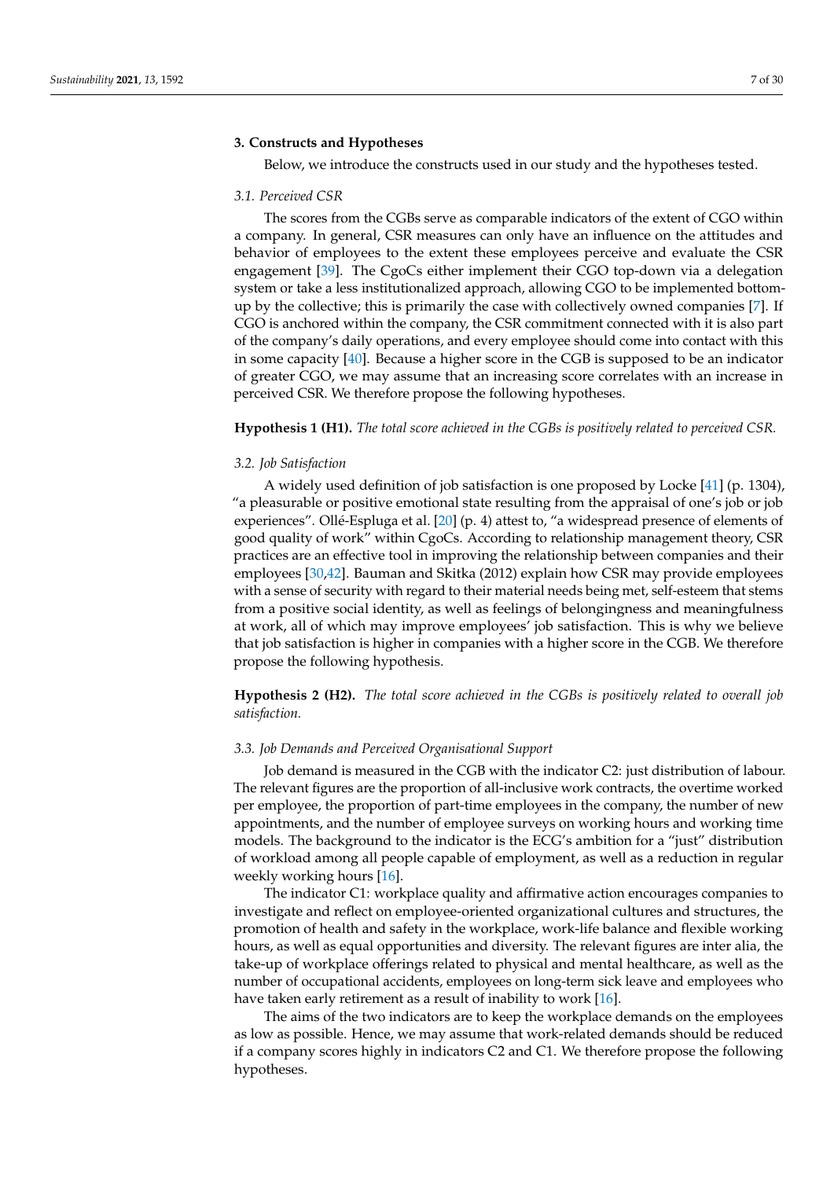## 3. Constructs and Hypotheses

Below, we introduce the constructs used in our study and the hypotheses tested.

### 3.1. Perceived CSR

The scores from the CGBs serve as comparable indicators of the extent of CGO within a company. In general, CSR measures can only have an influence on the attitudes and behavior of employees to the extent these employees perceive and evaluate the CSR engagement [39]. The CgoCs either implement their CGO top-down via a delegation system or take a less institutionalized approach, allowing CGO to be implemented bottom-up by the collective; this is primarily the case with collectively owned companies [7]. If CGO is anchored within the company, the CSR commitment connected with it is also part of the company's daily operations, and every employee should come into contact with this in some capacity [40]. Because a higher score in the CGB is supposed to be an indicator of greater CGO, we may assume that an increasing score correlates with an increase in perceived CSR. We therefore propose the following hypotheses.

**Hypothesis 1 (H1).** *The total score achieved in the CGBs is positively related to perceived CSR.*

### 3.2. Job Satisfaction

A widely used definition of job satisfaction is one proposed by Locke [41] (p. 1304), "a pleasurable or positive emotional state resulting from the appraisal of one's job or job experiences". Ollé-Espluga et al. [20] (p. 4) attest to, "a widespread presence of elements of good quality of work" within CgoCs. According to relationship management theory, CSR practices are an effective tool in improving the relationship between companies and their employees [30,42]. Bauman and Skitka (2012) explain how CSR may provide employees with a sense of security with regard to their material needs being met, self-esteem that stems from a positive social identity, as well as feelings of belongingness and meaningfulness at work, all of which may improve employees' job satisfaction. This is why we believe that job satisfaction is higher in companies with a higher score in the CGB. We therefore propose the following hypothesis.

**Hypothesis 2 (H2).** *The total score achieved in the CGBs is positively related to overall job satisfaction.*

### 3.3. Job Demands and Perceived Organisational Support

Job demand is measured in the CGB with the indicator C2: just distribution of labour. The relevant figures are the proportion of all-inclusive work contracts, the overtime worked per employee, the proportion of part-time employees in the company, the number of new appointments, and the number of employee surveys on working hours and working time models. The background to the indicator is the ECG's ambition for a "just" distribution of workload among all people capable of employment, as well as a reduction in regular weekly working hours [16].

The indicator C1: workplace quality and affirmative action encourages companies to investigate and reflect on employee-oriented organizational cultures and structures, the promotion of health and safety in the workplace, work-life balance and flexible working hours, as well as equal opportunities and diversity. The relevant figures are inter alia, the take-up of workplace offerings related to physical and mental healthcare, as well as the number of occupational accidents, employees on long-term sick leave and employees who have taken early retirement as a result of inability to work [16].

The aims of the two indicators are to keep the workplace demands on the employees as low as possible. Hence, we may assume that work-related demands should be reduced if a company scores highly in indicators C2 and C1. We therefore propose the following hypotheses.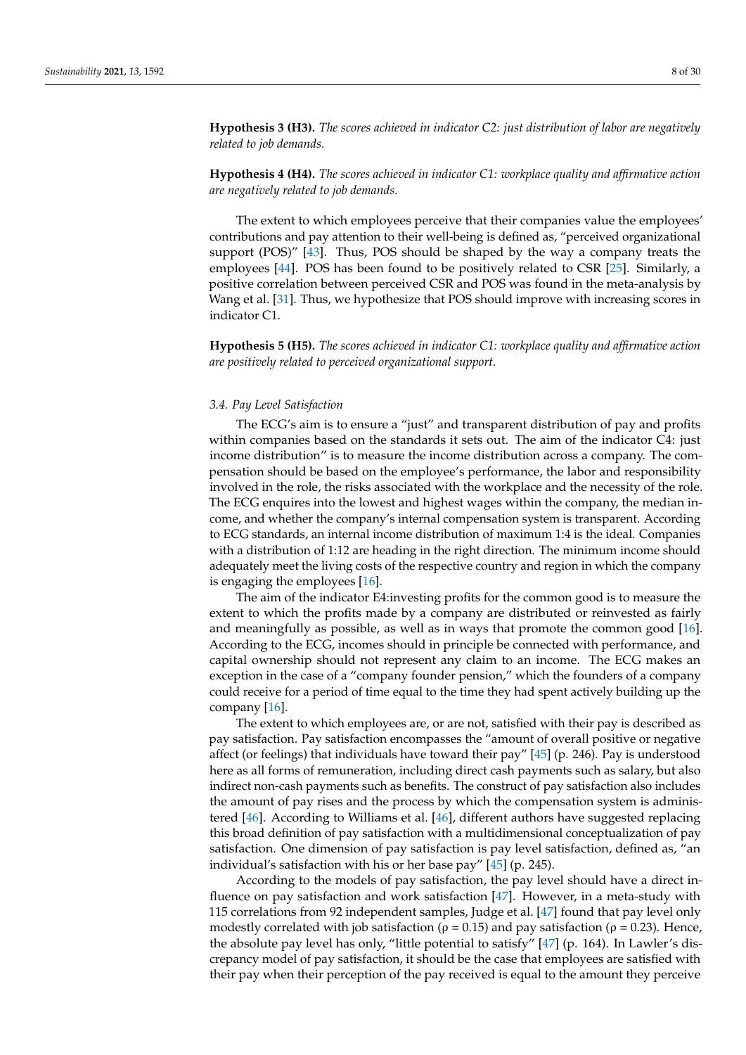**Hypothesis 3 (H3).** *The scores achieved in indicator C2: just distribution of labor are negatively related to job demands.*

**Hypothesis 4 (H4).** *The scores achieved in indicator C1: workplace quality and affirmative action are negatively related to job demands.*

The extent to which employees perceive that their companies value the employees' contributions and pay attention to their well-being is defined as, "perceived organizational support (POS)" [43]. Thus, POS should be shaped by the way a company treats the employees [44]. POS has been found to be positively related to CSR [25]. Similarly, a positive correlation between perceived CSR and POS was found in the meta-analysis by Wang et al. [31]. Thus, we hypothesize that POS should improve with increasing scores in indicator C1.

**Hypothesis 5 (H5).** *The scores achieved in indicator C1: workplace quality and affirmative action are positively related to perceived organizational support.*

### *3.4. Pay Level Satisfaction*

The ECG's aim is to ensure a "just" and transparent distribution of pay and profits within companies based on the standards it sets out. The aim of the indicator C4: just income distribution" is to measure the income distribution across a company. The compensation should be based on the employee's performance, the labor and responsibility involved in the role, the risks associated with the workplace and the necessity of the role. The ECG enquires into the lowest and highest wages within the company, the median income, and whether the company's internal compensation system is transparent. According to ECG standards, an internal income distribution of maximum 1:4 is the ideal. Companies with a distribution of 1:12 are heading in the right direction. The minimum income should adequately meet the living costs of the respective country and region in which the company is engaging the employees [16].

The aim of the indicator E4:investing profits for the common good is to measure the extent to which the profits made by a company are distributed or reinvested as fairly and meaningfully as possible, as well as in ways that promote the common good [16]. According to the ECG, incomes should in principle be connected with performance, and capital ownership should not represent any claim to an income. The ECG makes an exception in the case of a "company founder pension," which the founders of a company could receive for a period of time equal to the time they had spent actively building up the company [16].

The extent to which employees are, or are not, satisfied with their pay is described as pay satisfaction. Pay satisfaction encompasses the "amount of overall positive or negative affect (or feelings) that individuals have toward their pay" [45] (p. 246). Pay is understood here as all forms of remuneration, including direct cash payments such as salary, but also indirect non-cash payments such as benefits. The construct of pay satisfaction also includes the amount of pay rises and the process by which the compensation system is administered [46]. According to Williams et al. [46], different authors have suggested replacing this broad definition of pay satisfaction with a multidimensional conceptualization of pay satisfaction. One dimension of pay satisfaction is pay level satisfaction, defined as, "an individual's satisfaction with his or her base pay" [45] (p. 245).

According to the models of pay satisfaction, the pay level should have a direct influence on pay satisfaction and work satisfaction [47]. However, in a meta-study with 115 correlations from 92 independent samples, Judge et al. [47] found that pay level only modestly correlated with job satisfaction ($\rho = 0.15$) and pay satisfaction ($\rho = 0.23$). Hence, the absolute pay level has only, "little potential to satisfy" [47] (p. 164). In Lawler's discrepancy model of pay satisfaction, it should be the case that employees are satisfied with their pay when their perception of the pay received is equal to the amount they perceive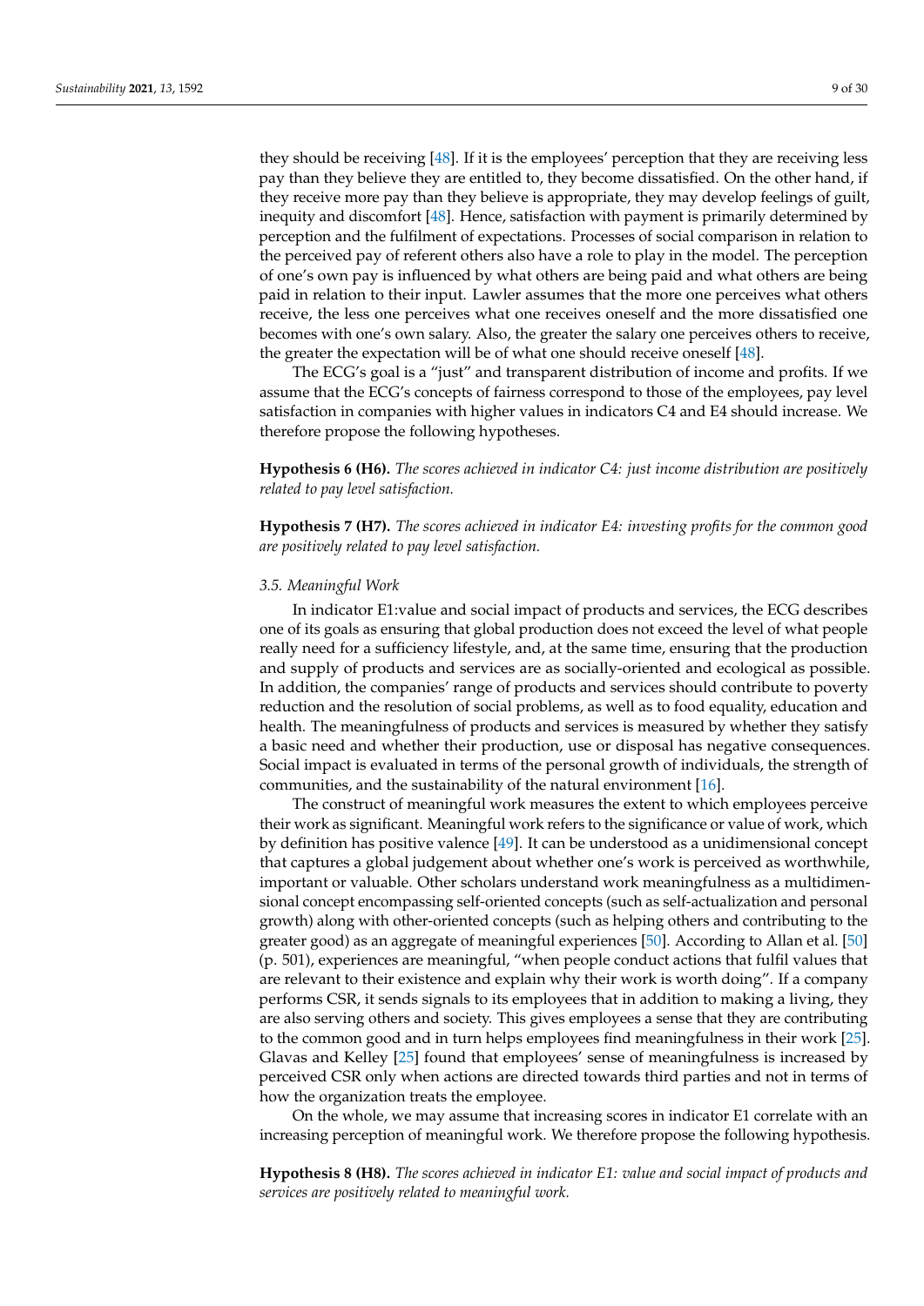they should be receiving [48]. If it is the employees' perception that they are receiving less pay than they believe they are entitled to, they become dissatisfied. On the other hand, if they receive more pay than they believe is appropriate, they may develop feelings of guilt, inequity and discomfort [48]. Hence, satisfaction with payment is primarily determined by perception and the fulfilment of expectations. Processes of social comparison in relation to the perceived pay of referent others also have a role to play in the model. The perception of one's own pay is influenced by what others are being paid and what others are being paid in relation to their input. Lawler assumes that the more one perceives what others receive, the less one perceives what one receives oneself and the more dissatisfied one becomes with one's own salary. Also, the greater the salary one perceives others to receive, the greater the expectation will be of what one should receive oneself [48].

The ECG's goal is a "just" and transparent distribution of income and profits. If we assume that the ECG's concepts of fairness correspond to those of the employees, pay level satisfaction in companies with higher values in indicators C4 and E4 should increase. We therefore propose the following hypotheses.

**Hypothesis 6 (H6).** *The scores achieved in indicator C4: just income distribution are positively related to pay level satisfaction.*

**Hypothesis 7 (H7).** *The scores achieved in indicator E4: investing profits for the common good are positively related to pay level satisfaction.*

### *3.5. Meaningful Work*

In indicator E1:value and social impact of products and services, the ECG describes one of its goals as ensuring that global production does not exceed the level of what people really need for a sufficiency lifestyle, and, at the same time, ensuring that the production and supply of products and services are as socially-oriented and ecological as possible. In addition, the companies' range of products and services should contribute to poverty reduction and the resolution of social problems, as well as to food equality, education and health. The meaningfulness of products and services is measured by whether they satisfy a basic need and whether their production, use or disposal has negative consequences. Social impact is evaluated in terms of the personal growth of individuals, the strength of communities, and the sustainability of the natural environment [16].

The construct of meaningful work measures the extent to which employees perceive their work as significant. Meaningful work refers to the significance or value of work, which by definition has positive valence [49]. It can be understood as a unidimensional concept that captures a global judgement about whether one's work is perceived as worthwhile, important or valuable. Other scholars understand work meaningfulness as a multidimensional concept encompassing self-oriented concepts (such as self-actualization and personal growth) along with other-oriented concepts (such as helping others and contributing to the greater good) as an aggregate of meaningful experiences [50]. According to Allan et al. [50] (p. 501), experiences are meaningful, "when people conduct actions that fulfil values that are relevant to their existence and explain why their work is worth doing". If a company performs CSR, it sends signals to its employees that in addition to making a living, they are also serving others and society. This gives employees a sense that they are contributing to the common good and in turn helps employees find meaningfulness in their work [25]. Glavas and Kelley [25] found that employees' sense of meaningfulness is increased by perceived CSR only when actions are directed towards third parties and not in terms of how the organization treats the employee.

On the whole, we may assume that increasing scores in indicator E1 correlate with an increasing perception of meaningful work. We therefore propose the following hypothesis.

**Hypothesis 8 (H8).** *The scores achieved in indicator E1: value and social impact of products and services are positively related to meaningful work.*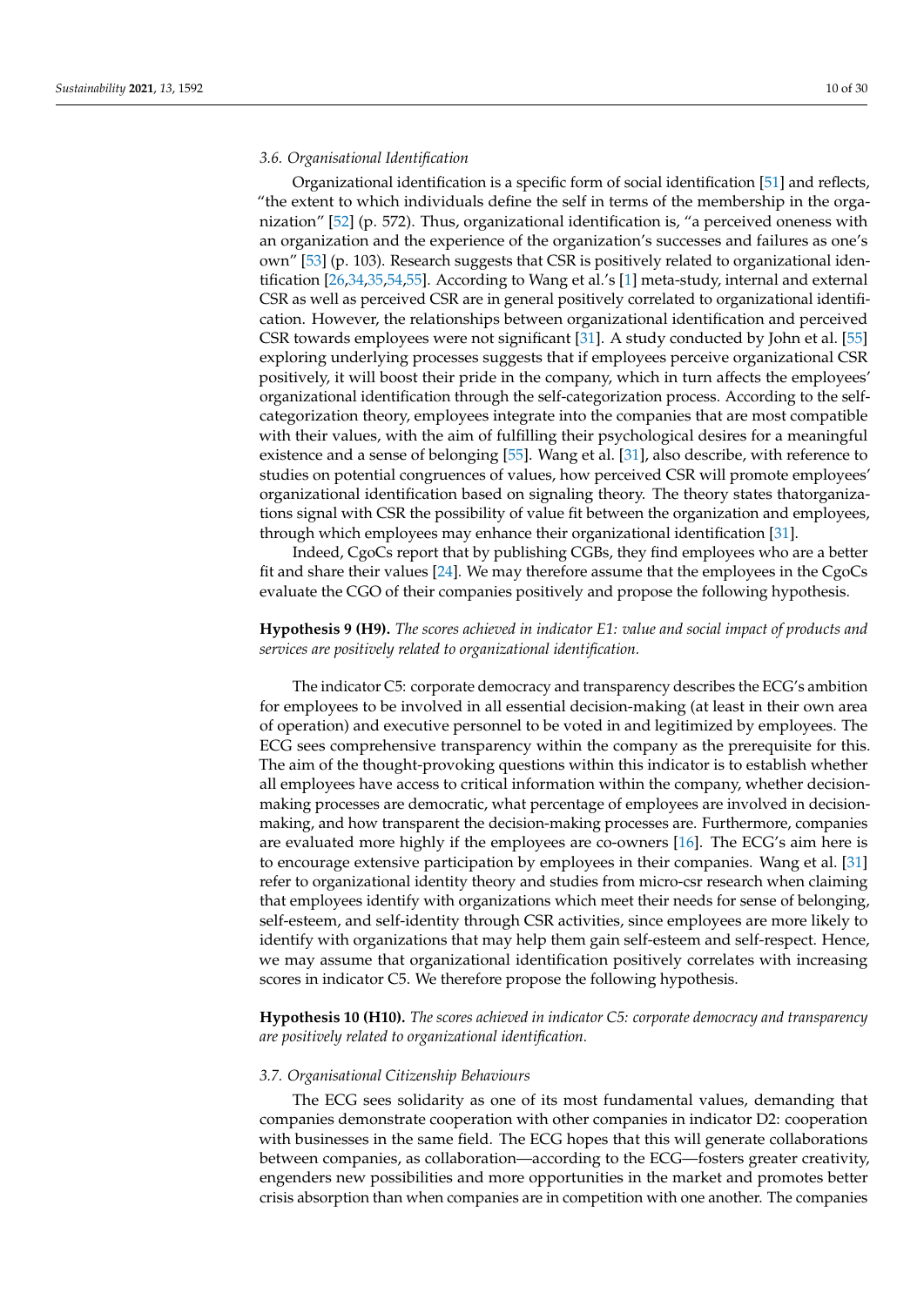### 3.6. Organisational Identification

Organizational identification is a specific form of social identification [51] and reflects, "the extent to which individuals define the self in terms of the membership in the organization" [52] (p. 572). Thus, organizational identification is, "a perceived oneness with an organization and the experience of the organization's successes and failures as one's own" [53] (p. 103). Research suggests that CSR is positively related to organizational identification [26,34,35,54,55]. According to Wang et al.'s [1] meta-study, internal and external CSR as well as perceived CSR are in general positively correlated to organizational identification. However, the relationships between organizational identification and perceived CSR towards employees were not significant [31]. A study conducted by John et al. [55] exploring underlying processes suggests that if employees perceive organizational CSR positively, it will boost their pride in the company, which in turn affects the employees' organizational identification through the self-categorization process. According to the self-categorization theory, employees integrate into the companies that are most compatible with their values, with the aim of fulfilling their psychological desires for a meaningful existence and a sense of belonging [55]. Wang et al. [31], also describe, with reference to studies on potential congruences of values, how perceived CSR will promote employees' organizational identification based on signaling theory. The theory states thatorganizations signal with CSR the possibility of value fit between the organization and employees, through which employees may enhance their organizational identification [31].

Indeed, CgoCs report that by publishing CGBs, they find employees who are a better fit and share their values [24]. We may therefore assume that the employees in the CgoCs evaluate the CGO of their companies positively and propose the following hypothesis.

**Hypothesis 9 (H9).** *The scores achieved in indicator E1: value and social impact of products and services are positively related to organizational identification.*

The indicator C5: corporate democracy and transparency describes the ECG's ambition for employees to be involved in all essential decision-making (at least in their own area of operation) and executive personnel to be voted in and legitimized by employees. The ECG sees comprehensive transparency within the company as the prerequisite for this. The aim of the thought-provoking questions within this indicator is to establish whether all employees have access to critical information within the company, whether decision-making processes are democratic, what percentage of employees are involved in decision-making, and how transparent the decision-making processes are. Furthermore, companies are evaluated more highly if the employees are co-owners [16]. The ECG's aim here is to encourage extensive participation by employees in their companies. Wang et al. [31] refer to organizational identity theory and studies from micro-csr research when claiming that employees identify with organizations which meet their needs for sense of belonging, self-esteem, and self-identity through CSR activities, since employees are more likely to identify with organizations that may help them gain self-esteem and self-respect. Hence, we may assume that organizational identification positively correlates with increasing scores in indicator C5. We therefore propose the following hypothesis.

**Hypothesis 10 (H10).** *The scores achieved in indicator C5: corporate democracy and transparency are positively related to organizational identification.*

### 3.7. Organisational Citizenship Behaviours

The ECG sees solidarity as one of its most fundamental values, demanding that companies demonstrate cooperation with other companies in indicator D2: cooperation with businesses in the same field. The ECG hopes that this will generate collaborations between companies, as collaboration—according to the ECG—fosters greater creativity, engenders new possibilities and more opportunities in the market and promotes better crisis absorption than when companies are in competition with one another. The companies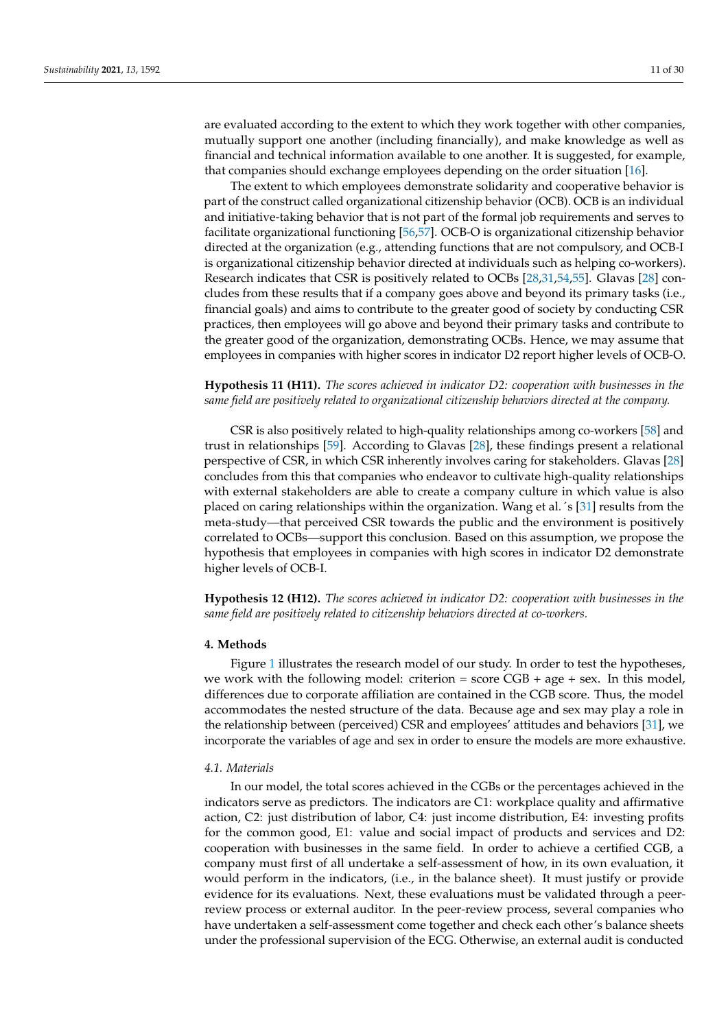are evaluated according to the extent to which they work together with other companies, mutually support one another (including financially), and make knowledge as well as financial and technical information available to one another. It is suggested, for example, that companies should exchange employees depending on the order situation [16].

The extent to which employees demonstrate solidarity and cooperative behavior is part of the construct called organizational citizenship behavior (OCB). OCB is an individual and initiative-taking behavior that is not part of the formal job requirements and serves to facilitate organizational functioning [56,57]. OCB-O is organizational citizenship behavior directed at the organization (e.g., attending functions that are not compulsory, and OCB-I is organizational citizenship behavior directed at individuals such as helping co-workers). Research indicates that CSR is positively related to OCBs [28,31,54,55]. Glavas [28] concludes from these results that if a company goes above and beyond its primary tasks (i.e., financial goals) and aims to contribute to the greater good of society by conducting CSR practices, then employees will go above and beyond their primary tasks and contribute to the greater good of the organization, demonstrating OCBs. Hence, we may assume that employees in companies with higher scores in indicator D2 report higher levels of OCB-O.

**Hypothesis 11 (H11).** *The scores achieved in indicator D2: cooperation with businesses in the same field are positively related to organizational citizenship behaviors directed at the company.*

CSR is also positively related to high-quality relationships among co-workers [58] and trust in relationships [59]. According to Glavas [28], these findings present a relational perspective of CSR, in which CSR inherently involves caring for stakeholders. Glavas [28] concludes from this that companies who endeavor to cultivate high-quality relationships with external stakeholders are able to create a company culture in which value is also placed on caring relationships within the organization. Wang et al.´s [31] results from the meta-study—that perceived CSR towards the public and the environment is positively correlated to OCBs—support this conclusion. Based on this assumption, we propose the hypothesis that employees in companies with high scores in indicator D2 demonstrate higher levels of OCB-I.

**Hypothesis 12 (H12).** *The scores achieved in indicator D2: cooperation with businesses in the same field are positively related to citizenship behaviors directed at co-workers.*

## 4. Methods

Figure 1 illustrates the research model of our study. In order to test the hypotheses, we work with the following model: criterion = score CGB + age + sex. In this model, differences due to corporate affiliation are contained in the CGB score. Thus, the model accommodates the nested structure of the data. Because age and sex may play a role in the relationship between (perceived) CSR and employees' attitudes and behaviors [31], we incorporate the variables of age and sex in order to ensure the models are more exhaustive.

### 4.1. Materials

In our model, the total scores achieved in the CGBs or the percentages achieved in the indicators serve as predictors. The indicators are C1: workplace quality and affirmative action, C2: just distribution of labor, C4: just income distribution, E4: investing profits for the common good, E1: value and social impact of products and services and D2: cooperation with businesses in the same field. In order to achieve a certified CGB, a company must first of all undertake a self-assessment of how, in its own evaluation, it would perform in the indicators, (i.e., in the balance sheet). It must justify or provide evidence for its evaluations. Next, these evaluations must be validated through a peer-review process or external auditor. In the peer-review process, several companies who have undertaken a self-assessment come together and check each other's balance sheets under the professional supervision of the ECG. Otherwise, an external audit is conducted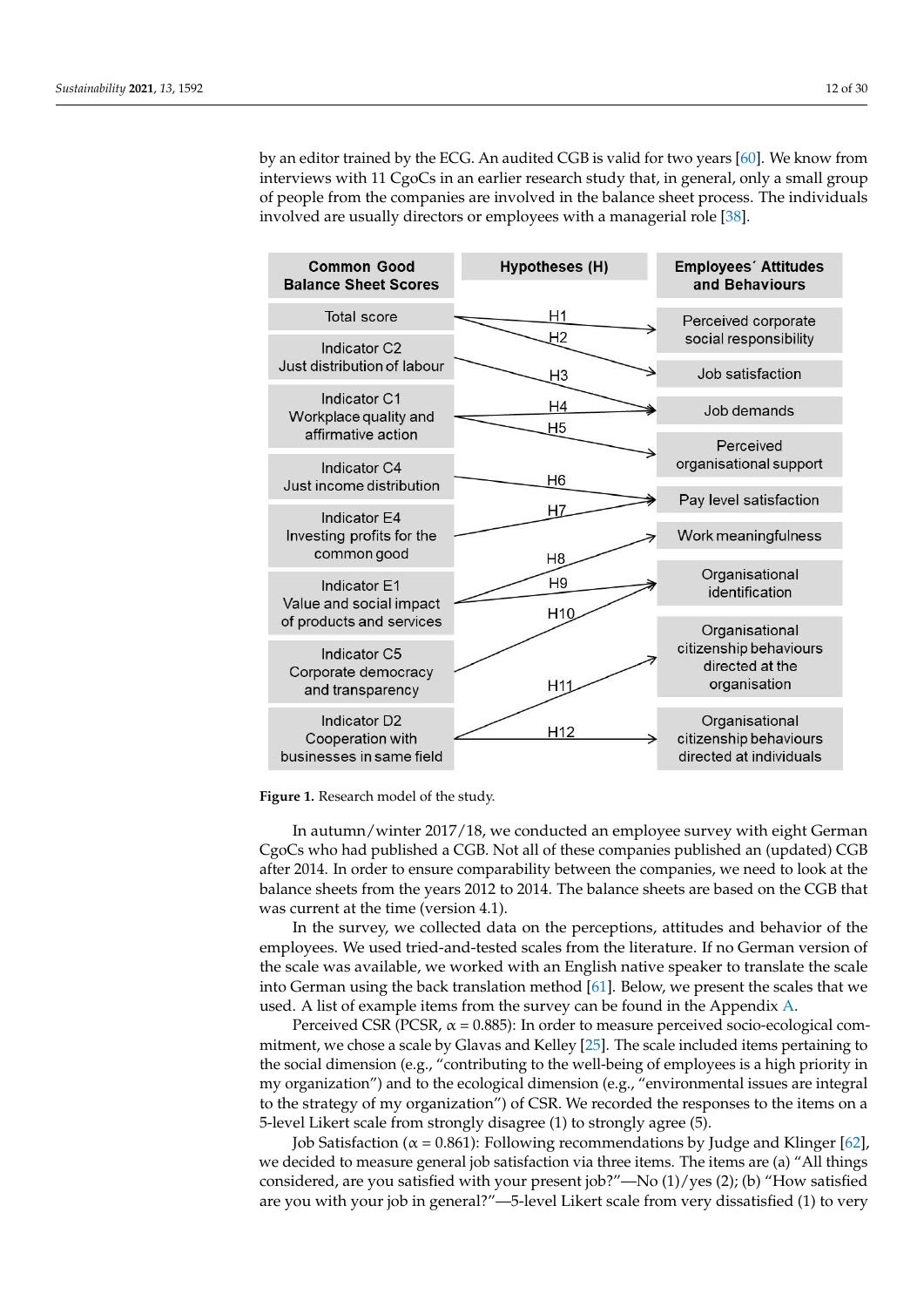by an editor trained by the ECG. An audited CGB is valid for two years [60]. We know from interviews with 11 CgoCs in an earlier research study that, in general, only a small group of people from the companies are involved in the balance sheet process. The individuals involved are usually directors or employees with a managerial role [38].

**Figure 1.** Research model of the study.

In autumn/winter 2017/18, we conducted an employee survey with eight German CgoCs who had published a CGB. Not all of these companies published an (updated) CGB after 2014. In order to ensure comparability between the companies, we need to look at the balance sheets from the years 2012 to 2014. The balance sheets are based on the CGB that was current at the time (version 4.1).

In the survey, we collected data on the perceptions, attitudes and behavior of the employees. We used tried-and-tested scales from the literature. If no German version of the scale was available, we worked with an English native speaker to translate the scale into German using the back translation method [61]. Below, we present the scales that we used. A list of example items from the survey can be found in the Appendix A.

Perceived CSR (PCSR, α = 0.885): In order to measure perceived socio-ecological commitment, we chose a scale by Glavas and Kelley [25]. The scale included items pertaining to the social dimension (e.g., "contributing to the well-being of employees is a high priority in my organization") and to the ecological dimension (e.g., "environmental issues are integral to the strategy of my organization") of CSR. We recorded the responses to the items on a 5-level Likert scale from strongly disagree (1) to strongly agree (5).

Job Satisfaction (α = 0.861): Following recommendations by Judge and Klinger [62], we decided to measure general job satisfaction via three items. The items are (a) "All things considered, are you satisfied with your present job?"—No (1)/yes (2); (b) "How satisfied are you with your job in general?"—5-level Likert scale from very dissatisfied (1) to very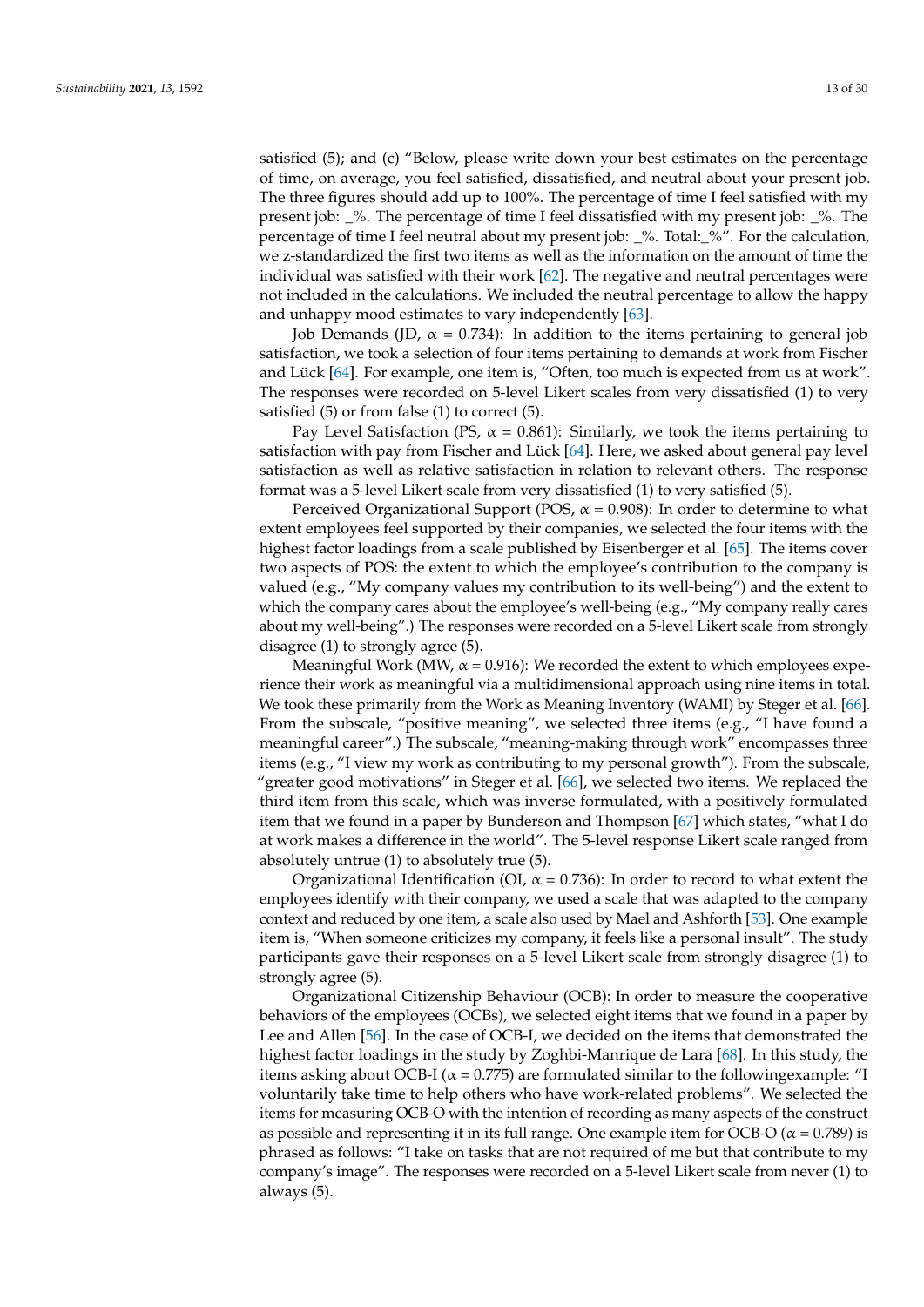satisfied (5); and (c) "Below, please write down your best estimates on the percentage of time, on average, you feel satisfied, dissatisfied, and neutral about your present job. The three figures should add up to 100%. The percentage of time I feel satisfied with my present job: _%. The percentage of time I feel dissatisfied with my present job: _%. The percentage of time I feel neutral about my present job: _%. Total:_%". For the calculation, we z-standardized the first two items as well as the information on the amount of time the individual was satisfied with their work [62]. The negative and neutral percentages were not included in the calculations. We included the neutral percentage to allow the happy and unhappy mood estimates to vary independently [63].

Job Demands (JD, $\alpha$ = 0.734): In addition to the items pertaining to general job satisfaction, we took a selection of four items pertaining to demands at work from Fischer and Lück [64]. For example, one item is, "Often, too much is expected from us at work". The responses were recorded on 5-level Likert scales from very dissatisfied (1) to very satisfied (5) or from false (1) to correct (5).

Pay Level Satisfaction (PS, $\alpha$ = 0.861): Similarly, we took the items pertaining to satisfaction with pay from Fischer and Lück [64]. Here, we asked about general pay level satisfaction as well as relative satisfaction in relation to relevant others. The response format was a 5-level Likert scale from very dissatisfied (1) to very satisfied (5).

Perceived Organizational Support (POS, $\alpha$ = 0.908): In order to determine to what extent employees feel supported by their companies, we selected the four items with the highest factor loadings from a scale published by Eisenberger et al. [65]. The items cover two aspects of POS: the extent to which the employee's contribution to the company is valued (e.g., "My company values my contribution to its well-being") and the extent to which the company cares about the employee's well-being (e.g., "My company really cares about my well-being".) The responses were recorded on a 5-level Likert scale from strongly disagree (1) to strongly agree (5).

Meaningful Work (MW, $\alpha$ = 0.916): We recorded the extent to which employees experience their work as meaningful via a multidimensional approach using nine items in total. We took these primarily from the Work as Meaning Inventory (WAMI) by Steger et al. [66]. From the subscale, "positive meaning", we selected three items (e.g., "I have found a meaningful career".) The subscale, "meaning-making through work" encompasses three items (e.g., "I view my work as contributing to my personal growth"). From the subscale, "greater good motivations" in Steger et al. [66], we selected two items. We replaced the third item from this scale, which was inverse formulated, with a positively formulated item that we found in a paper by Bunderson and Thompson [67] which states, "what I do at work makes a difference in the world". The 5-level response Likert scale ranged from absolutely untrue (1) to absolutely true (5).

Organizational Identification (OI, $\alpha$ = 0.736): In order to record to what extent the employees identify with their company, we used a scale that was adapted to the company context and reduced by one item, a scale also used by Mael and Ashforth [53]. One example item is, "When someone criticizes my company, it feels like a personal insult". The study participants gave their responses on a 5-level Likert scale from strongly disagree (1) to strongly agree (5).

Organizational Citizenship Behaviour (OCB): In order to measure the cooperative behaviors of the employees (OCBs), we selected eight items that we found in a paper by Lee and Allen [56]. In the case of OCB-I, we decided on the items that demonstrated the highest factor loadings in the study by Zoghbi-Manrique de Lara [68]. In this study, the items asking about OCB-I ($\alpha$ = 0.775) are formulated similar to the followingexample: "I voluntarily take time to help others who have work-related problems". We selected the items for measuring OCB-O with the intention of recording as many aspects of the construct as possible and representing it in its full range. One example item for OCB-O ($\alpha$ = 0.789) is phrased as follows: "I take on tasks that are not required of me but that contribute to my company's image". The responses were recorded on a 5-level Likert scale from never (1) to always (5).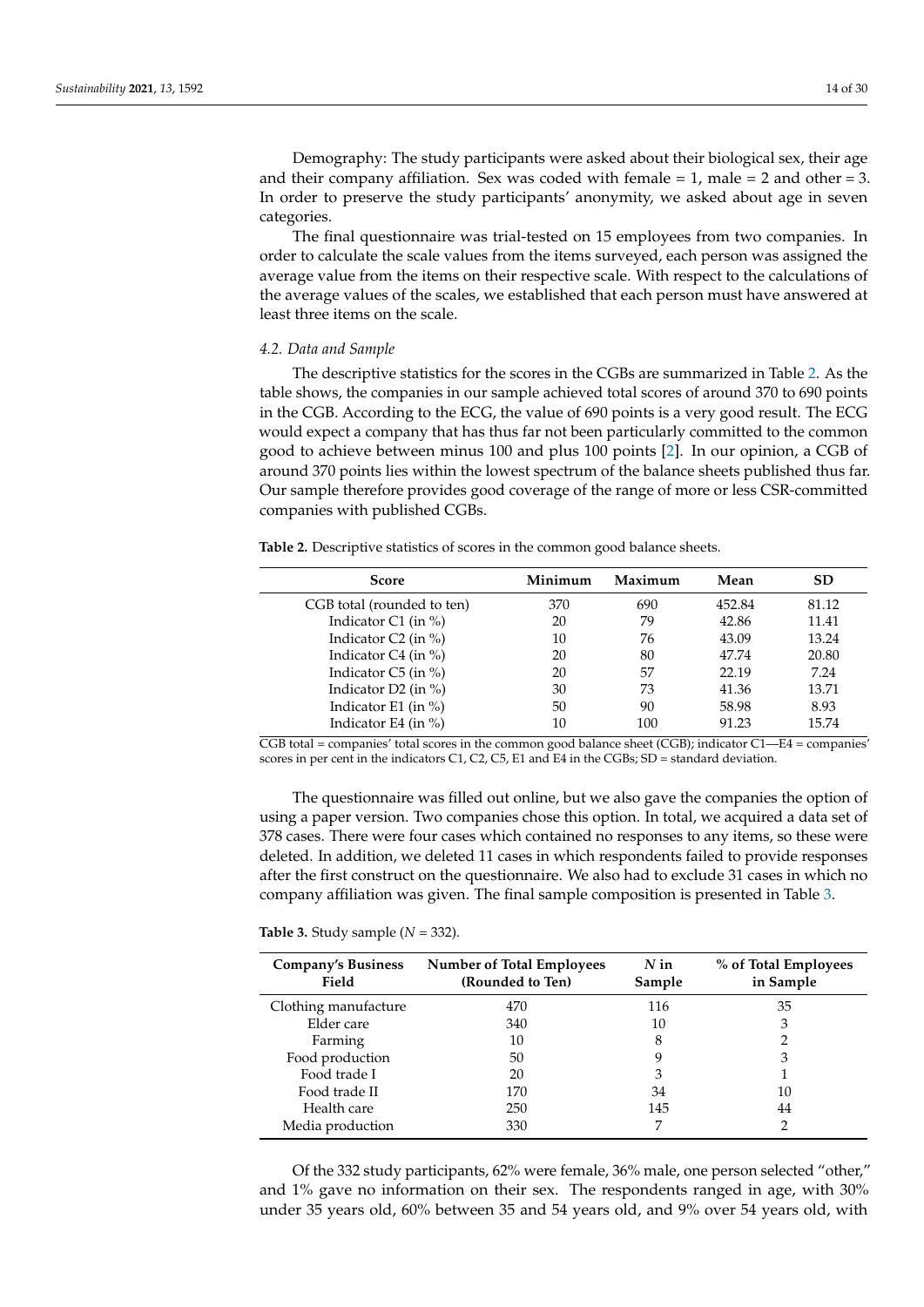Demography: The study participants were asked about their biological sex, their age and their company affiliation. Sex was coded with female = 1, male = 2 and other = 3. In order to preserve the study participants' anonymity, we asked about age in seven categories.

The final questionnaire was trial-tested on 15 employees from two companies. In order to calculate the scale values from the items surveyed, each person was assigned the average value from the items on their respective scale. With respect to the calculations of the average values of the scales, we established that each person must have answered at least three items on the scale.

### 4.2. Data and Sample

The descriptive statistics for the scores in the CGBs are summarized in Table 2. As the table shows, the companies in our sample achieved total scores of around 370 to 690 points in the CGB. According to the ECG, the value of 690 points is a very good result. The ECG would expect a company that has thus far not been particularly committed to the common good to achieve between minus 100 and plus 100 points [2]. In our opinion, a CGB of around 370 points lies within the lowest spectrum of the balance sheets published thus far. Our sample therefore provides good coverage of the range of more or less CSR-committed companies with published CGBs.

**Table 2.** Descriptive statistics of scores in the common good balance sheets.

| Score | Minimum | Maximum | Mean | SD |
|---|---|---|---|---|
| CGB total (rounded to ten) | 370 | 690 | 452.84 | 81.12 |
| Indicator C1 (in %) | 20 | 79 | 42.86 | 11.41 |
| Indicator C2 (in %) | 10 | 76 | 43.09 | 13.24 |
| Indicator C4 (in %) | 20 | 80 | 47.74 | 20.80 |
| Indicator C5 (in %) | 20 | 57 | 22.19 | 7.24 |
| Indicator D2 (in %) | 30 | 73 | 41.36 | 13.71 |
| Indicator E1 (in %) | 50 | 90 | 58.98 | 8.93 |
| Indicator E4 (in %) | 10 | 100 | 91.23 | 15.74 |

CGB total = companies' total scores in the common good balance sheet (CGB); indicator C1—E4 = companies' scores in per cent in the indicators C1, C2, C5, E1 and E4 in the CGBs; SD = standard deviation.

The questionnaire was filled out online, but we also gave the companies the option of using a paper version. Two companies chose this option. In total, we acquired a data set of 378 cases. There were four cases which contained no responses to any items, so these were deleted. In addition, we deleted 11 cases in which respondents failed to provide responses after the first construct on the questionnaire. We also had to exclude 31 cases in which no company affiliation was given. The final sample composition is presented in Table 3.

**Table 3.** Study sample ($N = 332$).

| Company's Business Field | Number of Total Employees (Rounded to Ten) | $N$ in Sample | % of Total Employees in Sample |
|---|---|---|---|
| Clothing manufacture | 470 | 116 | 35 |
| Elder care | 340 | 10 | 3 |
| Farming | 10 | 8 | 2 |
| Food production | 50 | 9 | 3 |
| Food trade I | 20 | 3 | 1 |
| Food trade II | 170 | 34 | 10 |
| Health care | 250 | 145 | 44 |
| Media production | 330 | 7 | 2 |

Of the 332 study participants, 62% were female, 36% male, one person selected "other," and 1% gave no information on their sex. The respondents ranged in age, with 30% under 35 years old, 60% between 35 and 54 years old, and 9% over 54 years old, with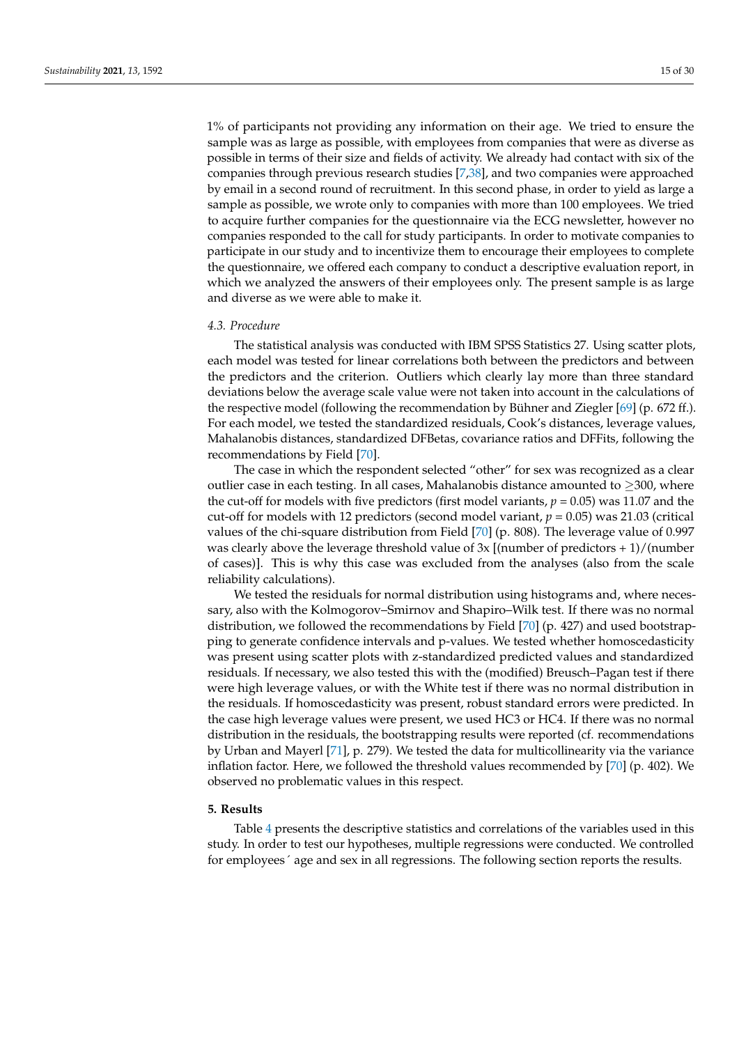1% of participants not providing any information on their age. We tried to ensure the sample was as large as possible, with employees from companies that were as diverse as possible in terms of their size and fields of activity. We already had contact with six of the companies through previous research studies [7,38], and two companies were approached by email in a second round of recruitment. In this second phase, in order to yield as large a sample as possible, we wrote only to companies with more than 100 employees. We tried to acquire further companies for the questionnaire via the ECG newsletter, however no companies responded to the call for study participants. In order to motivate companies to participate in our study and to incentivize them to encourage their employees to complete the questionnaire, we offered each company to conduct a descriptive evaluation report, in which we analyzed the answers of their employees only. The present sample is as large and diverse as we were able to make it.

### 4.3. Procedure

The statistical analysis was conducted with IBM SPSS Statistics 27. Using scatter plots, each model was tested for linear correlations both between the predictors and between the predictors and the criterion. Outliers which clearly lay more than three standard deviations below the average scale value were not taken into account in the calculations of the respective model (following the recommendation by Bühner and Ziegler [69] (p. 672 ff.). For each model, we tested the standardized residuals, Cook's distances, leverage values, Mahalanobis distances, standardized DFBetas, covariance ratios and DFFits, following the recommendations by Field [70].

The case in which the respondent selected "other" for sex was recognized as a clear outlier case in each testing. In all cases, Mahalanobis distance amounted to $\geq$300, where the cut-off for models with five predictors (first model variants, $p = 0.05$) was 11.07 and the cut-off for models with 12 predictors (second model variant, $p = 0.05$) was 21.03 (critical values of the chi-square distribution from Field [70] (p. 808). The leverage value of 0.997 was clearly above the leverage threshold value of 3x [(number of predictors + 1)/(number of cases)]. This is why this case was excluded from the analyses (also from the scale reliability calculations).

We tested the residuals for normal distribution using histograms and, where necessary, also with the Kolmogorov–Smirnov and Shapiro–Wilk test. If there was no normal distribution, we followed the recommendations by Field [70] (p. 427) and used bootstrapping to generate confidence intervals and p-values. We tested whether homoscedasticity was present using scatter plots with z-standardized predicted values and standardized residuals. If necessary, we also tested this with the (modified) Breusch–Pagan test if there were high leverage values, or with the White test if there was no normal distribution in the residuals. If homoscedasticity was present, robust standard errors were predicted. In the case high leverage values were present, we used HC3 or HC4. If there was no normal distribution in the residuals, the bootstrapping results were reported (cf. recommendations by Urban and Mayerl [71], p. 279). We tested the data for multicollinearity via the variance inflation factor. Here, we followed the threshold values recommended by [70] (p. 402). We observed no problematic values in this respect.

## 5. Results

Table 4 presents the descriptive statistics and correlations of the variables used in this study. In order to test our hypotheses, multiple regressions were conducted. We controlled for employees´ age and sex in all regressions. The following section reports the results.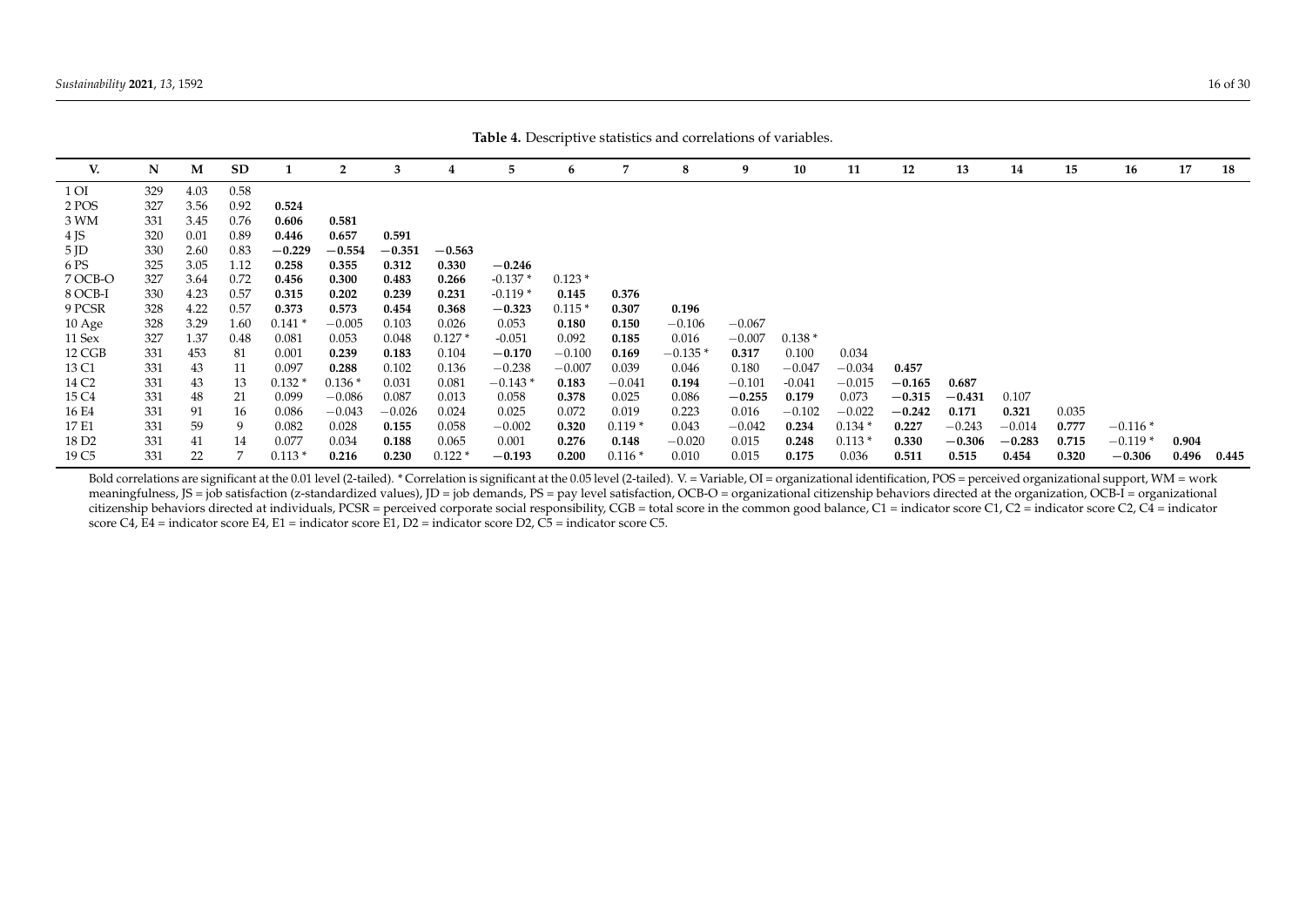**Table 4.** Descriptive statistics and correlations of variables.

| V. | N | M | SD | 1 | 2 | 3 | 4 | 5 | 6 | 7 | 8 | 9 | 10 | 11 | 12 | 13 | 14 | 15 | 16 | 17 | 18 |
|---|---|---|---|---|---|---|---|---|---|---|---|---|---|---|---|---|---|---|---|---|---|
| 1 OI | 329 | 4.03 | 0.58 | | | | | | | | | | | | | | | | | | |
| 2 POS | 327 | 3.56 | 0.92 | **0.524** | | | | | | | | | | | | | | | | | |
| 3 WM | 331 | 3.45 | 0.76 | **0.606** | **0.581** | | | | | | | | | | | | | | | | |
| 4 JS | 320 | 0.01 | 0.89 | **0.446** | **0.657** | **0.591** | | | | | | | | | | | | | | | |
| 5 JD | 330 | 2.60 | 0.83 | **−0.229** | **−0.554** | **−0.351** | **−0.563** | | | | | | | | | | | | | | |
| 6 PS | 325 | 3.05 | 1.12 | **0.258** | **0.355** | **0.312** | **0.330** | **−0.246** | | | | | | | | | | | | | |
| 7 OCB-O | 327 | 3.64 | 0.72 | **0.456** | **0.300** | **0.483** | **0.266** | -0.137 * | 0.123 * | | | | | | | | | | | | |
| 8 OCB-I | 330 | 4.23 | 0.57 | **0.315** | **0.202** | **0.239** | **0.231** | -0.119 * | **0.145** | **0.376** | | | | | | | | | | | |
| 9 PCSR | 328 | 4.22 | 0.57 | **0.373** | **0.573** | **0.454** | **0.368** | **−0.323** | 0.115 * | **0.307** | **0.196** | | | | | | | | | | |
| 10 Age | 328 | 3.29 | 1.60 | 0.141 * | −0.005 | 0.103 | 0.026 | 0.053 | **0.180** | **0.150** | −0.106 | −0.067 | | | | | | | | | |
| 11 Sex | 327 | 1.37 | 0.48 | 0.081 | 0.053 | 0.048 | 0.127 * | -0.051 | 0.092 | **0.185** | 0.016 | −0.007 | 0.138 * | | | | | | | | |
| 12 CGB | 331 | 453 | 81 | 0.001 | **0.239** | **0.183** | 0.104 | **−0.170** | −0.100 | **0.169** | −0.135 * | **0.317** | 0.100 | 0.034 | | | | | | | |
| 13 C1 | 331 | 43 | 11 | 0.097 | **0.288** | 0.102 | 0.136 | −0.238 | −0.007 | 0.039 | 0.046 | 0.180 | −0.047 | −0.034 | **0.457** | | | | | | |
| 14 C2 | 331 | 43 | 13 | 0.132 * | 0.136 * | 0.031 | 0.081 | −0.143 * | **0.183** | −0.041 | **0.194** | −0.101 | -0.041 | −0.015 | **−0.165** | **0.687** | | | | | |
| 15 C4 | 331 | 48 | 21 | 0.099 | −0.086 | 0.087 | 0.013 | 0.058 | **0.378** | 0.025 | 0.086 | **−0.255** | **0.179** | 0.073 | **−0.315** | **−0.431** | 0.107 | | | | |
| 16 E4 | 331 | 91 | 16 | 0.086 | −0.043 | −0.026 | 0.024 | 0.025 | 0.072 | 0.019 | 0.223 | 0.016 | −0.102 | −0.022 | **−0.242** | **0.171** | **0.321** | 0.035 | | | |
| 17 E1 | 331 | 59 | 9 | 0.082 | 0.028 | **0.155** | 0.058 | −0.002 | **0.320** | 0.119 * | 0.043 | −0.042 | **0.234** | 0.134 * | **0.227** | −0.243 | −0.014 | **0.777** | −0.116 * | | |
| 18 D2 | 331 | 41 | 14 | 0.077 | 0.034 | **0.188** | 0.065 | 0.001 | **0.276** | **0.148** | −0.020 | 0.015 | **0.248** | 0.113 * | **0.330** | **−0.306** | **−0.283** | **0.715** | −0.119 * | **0.904** | |
| 19 C5 | 331 | 22 | 7 | 0.113 * | **0.216** | **0.230** | 0.122 * | **−0.193** | **0.200** | 0.116 * | 0.010 | 0.015 | **0.175** | 0.036 | **0.511** | **0.515** | **0.454** | **0.320** | **−0.306** | **0.496** | **0.445** |

Bold correlations are significant at the 0.01 level (2-tailed). * Correlation is significant at the 0.05 level (2-tailed). V. = Variable, OI = organizational identification, POS = perceived organizational support, WM = work meaningfulness, JS = job satisfaction (z-standardized values), JD = job demands, PS = pay level satisfaction, OCB-O = organizational citizenship behaviors directed at the organization, OCB-I = organizational citizenship behaviors directed at individuals, PCSR = perceived corporate social responsibility, CGB = total score in the common good balance, C1 = indicator score C1, C2 = indicator score C2, C4 = indicator score C4, E4 = indicator score E4, E1 = indicator score E1, D2 = indicator score D2, C5 = indicator score C5.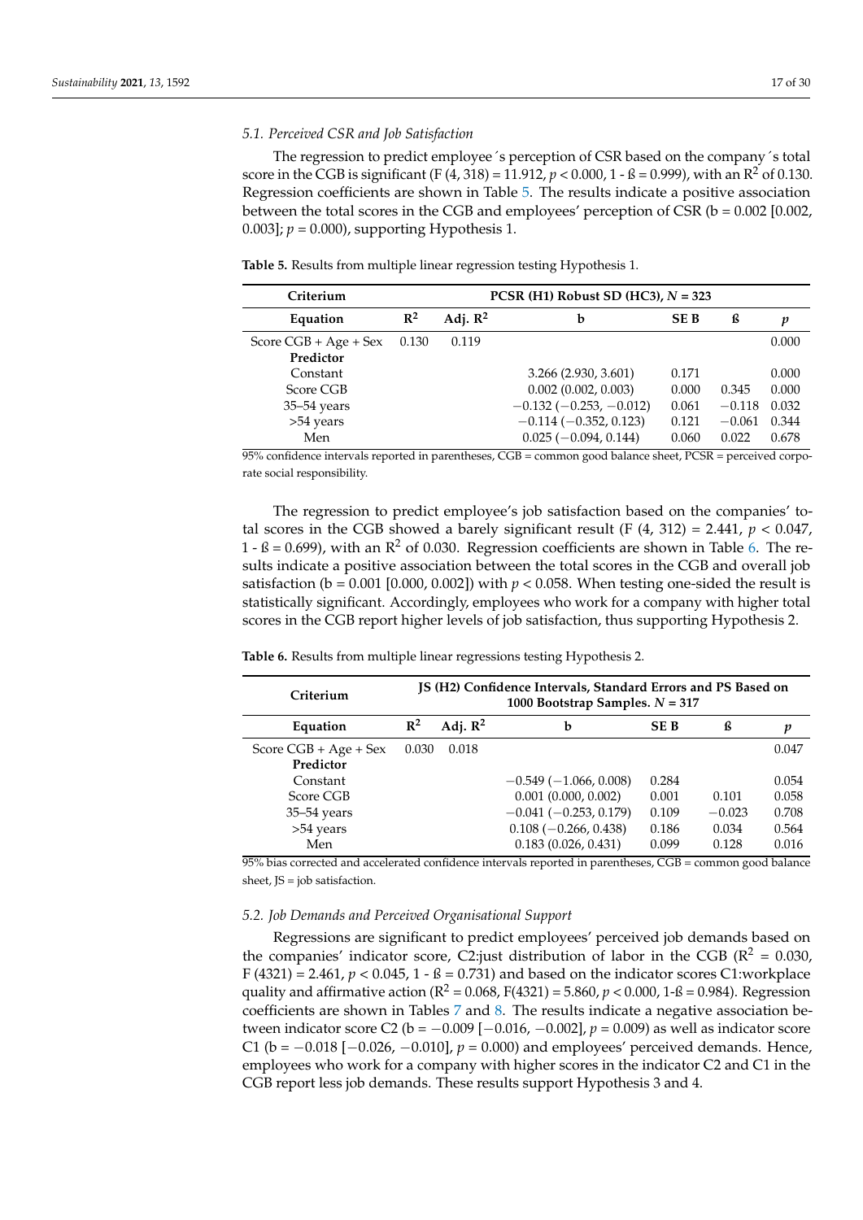### 5.1. Perceived CSR and Job Satisfaction

The regression to predict employee´s perception of CSR based on the company´s total score in the CGB is significant ($F (4, 318) = 11.912$, $p < 0.000$, $1 - ß = 0.999$), with an $R^2$ of 0.130. Regression coefficients are shown in Table 5. The results indicate a positive association between the total scores in the CGB and employees' perception of CSR ($b = 0.002$ [0.002, 0.003]; $p = 0.000$), supporting Hypothesis 1.

**Table 5.** Results from multiple linear regression testing Hypothesis 1.

| Criterium | PCSR (H1) Robust SD (HC3), $N = 323$ | | | | | |
|---|---|---|---|---|---|---|
| **Equation** | $R^2$ | **Adj.** $R^2$ | **b** | **SE B** | **ß** | $p$ |
| Score CGB + Age + Sex | 0.130 | 0.119 | | | | 0.000 |
| **Predictor** | | | | | | |
| Constant | | | 3.266 (2.930, 3.601) | 0.171 | | 0.000 |
| Score CGB | | | 0.002 (0.002, 0.003) | 0.000 | 0.345 | 0.000 |
| 35–54 years | | | −0.132 (−0.253, −0.012) | 0.061 | −0.118 | 0.032 |
| >54 years | | | −0.114 (−0.352, 0.123) | 0.121 | −0.061 | 0.344 |
| Men | | | 0.025 (−0.094, 0.144) | 0.060 | 0.022 | 0.678 |

95% confidence intervals reported in parentheses, CGB = common good balance sheet, PCSR = perceived corporate social responsibility.

The regression to predict employee's job satisfaction based on the companies' total scores in the CGB showed a barely significant result ($F (4, 312) = 2.441$, $p < 0.047$, $1 - ß = 0.699$), with an $R^2$ of 0.030. Regression coefficients are shown in Table 6. The results indicate a positive association between the total scores in the CGB and overall job satisfaction ($b = 0.001$ [0.000, 0.002]) with $p < 0.058$. When testing one-sided the result is statistically significant. Accordingly, employees who work for a company with higher total scores in the CGB report higher levels of job satisfaction, thus supporting Hypothesis 2.

**Table 6.** Results from multiple linear regressions testing Hypothesis 2.

| Criterium | JS (H2) Confidence Intervals, Standard Errors and PS Based on 1000 Bootstrap Samples. $N = 317$ | | | | | |
|---|---|---|---|---|---|---|
| **Equation** | $R^2$ | **Adj.** $R^2$ | **b** | **SE B** | **ß** | $p$ |
| Score CGB + Age + Sex | 0.030 | 0.018 | | | | 0.047 |
| **Predictor** | | | | | | |
| Constant | | | −0.549 (−1.066, 0.008) | 0.284 | | 0.054 |
| Score CGB | | | 0.001 (0.000, 0.002) | 0.001 | 0.101 | 0.058 |
| 35–54 years | | | −0.041 (−0.253, 0.179) | 0.109 | −0.023 | 0.708 |
| >54 years | | | 0.108 (−0.266, 0.438) | 0.186 | 0.034 | 0.564 |
| Men | | | 0.183 (0.026, 0.431) | 0.099 | 0.128 | 0.016 |

95% bias corrected and accelerated confidence intervals reported in parentheses, CGB = common good balance sheet, JS = job satisfaction.

### 5.2. Job Demands and Perceived Organisational Support

Regressions are significant to predict employees' perceived job demands based on the companies' indicator score, C2:just distribution of labor in the CGB ($R^2 = 0.030$, $F (4321) = 2.461$, $p < 0.045$, $1 - ß = 0.731$) and based on the indicator scores C1:workplace quality and affirmative action ($R^2 = 0.068$, $F(4321) = 5.860$, $p < 0.000$, $1-ß = 0.984$). Regression coefficients are shown in Tables 7 and 8. The results indicate a negative association between indicator score C2 ($b = -0.009$ [−0.016, −0.002], $p = 0.009$) as well as indicator score C1 ($b = -0.018$ [−0.026, −0.010], $p = 0.000$) and employees' perceived demands. Hence, employees who work for a company with higher scores in the indicator C2 and C1 in the CGB report less job demands. These results support Hypothesis 3 and 4.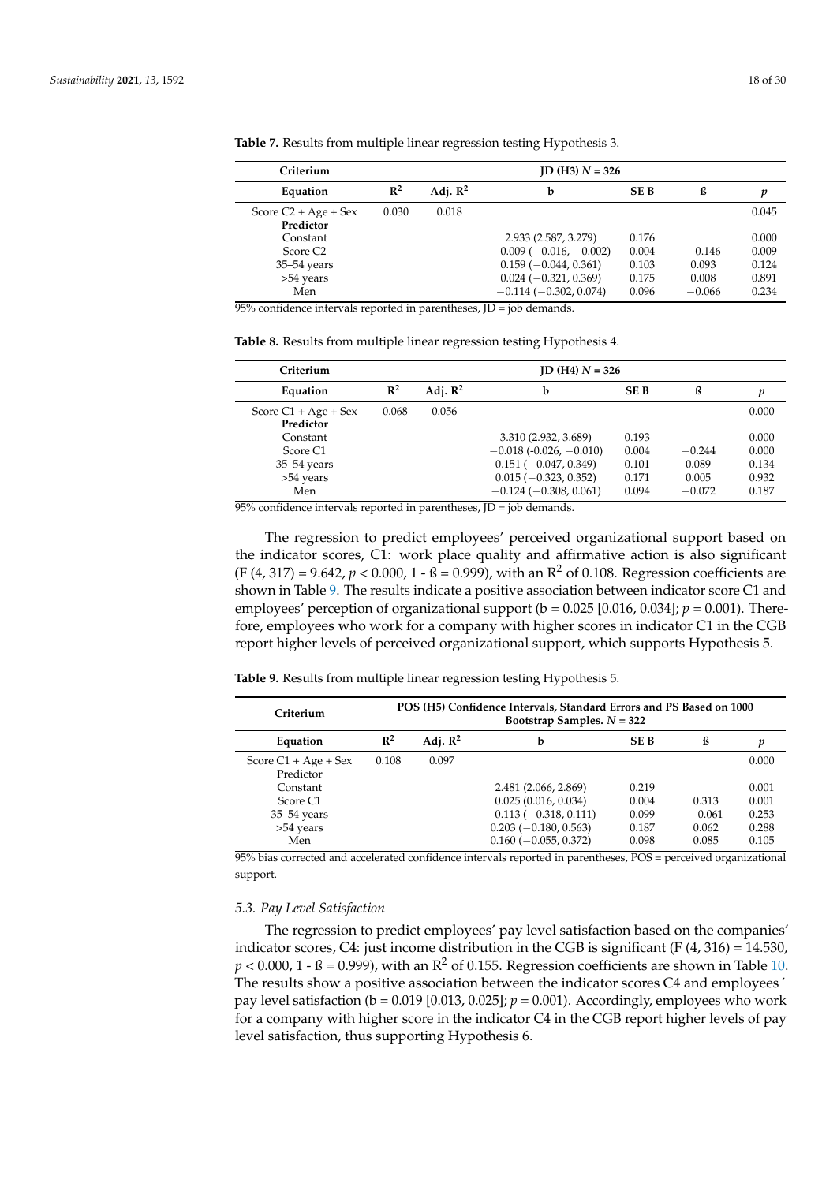**Table 7.** Results from multiple linear regression testing Hypothesis 3.

| Criterium | JD (H3) $N = 326$ | | | | | |
|---|---|---|---|---|---|---|
| **Equation** | $R^2$ | **Adj.** $R^2$ | **b** | **SE B** | **ß** | $p$ |
| Score C2 + Age + Sex | 0.030 | 0.018 | | | | 0.045 |
| **Predictor** | | | | | | |
| Constant | | | 2.933 (2.587, 3.279) | 0.176 | | 0.000 |
| Score C2 | | | −0.009 (−0.016, −0.002) | 0.004 | −0.146 | 0.009 |
| 35–54 years | | | 0.159 (−0.044, 0.361) | 0.103 | 0.093 | 0.124 |
| >54 years | | | 0.024 (−0.321, 0.369) | 0.175 | 0.008 | 0.891 |
| Men | | | −0.114 (−0.302, 0.074) | 0.096 | −0.066 | 0.234 |

95% confidence intervals reported in parentheses, JD = job demands.

**Table 8.** Results from multiple linear regression testing Hypothesis 4.

| Criterium | JD (H4) $N = 326$ | | | | | |
|---|---|---|---|---|---|---|
| **Equation** | $R^2$ | **Adj.** $R^2$ | **b** | **SE B** | **ß** | $p$ |
| Score C1 + Age + Sex | 0.068 | 0.056 | | | | 0.000 |
| **Predictor** | | | | | | |
| Constant | | | 3.310 (2.932, 3.689) | 0.193 | | 0.000 |
| Score C1 | | | −0.018 (-0.026, −0.010) | 0.004 | −0.244 | 0.000 |
| 35–54 years | | | 0.151 (−0.047, 0.349) | 0.101 | 0.089 | 0.134 |
| >54 years | | | 0.015 (−0.323, 0.352) | 0.171 | 0.005 | 0.932 |
| Men | | | −0.124 (−0.308, 0.061) | 0.094 | −0.072 | 0.187 |

95% confidence intervals reported in parentheses, JD = job demands.

The regression to predict employees' perceived organizational support based on the indicator scores, C1: work place quality and affirmative action is also significant ($F (4, 317) = 9.642$, $p < 0.000$, $1 - ß = 0.999$), with an $R^2$ of 0.108. Regression coefficients are shown in Table 9. The results indicate a positive association between indicator score C1 and employees' perception of organizational support ($b = 0.025$ [0.016, 0.034]; $p = 0.001$). Therefore, employees who work for a company with higher scores in indicator C1 in the CGB report higher levels of perceived organizational support, which supports Hypothesis 5.

**Table 9.** Results from multiple linear regression testing Hypothesis 5.

| Criterium | POS (H5) Confidence Intervals, Standard Errors and PS Based on 1000 Bootstrap Samples. $N = 322$ | | | | | |
|---|---|---|---|---|---|---|
| **Equation** | $R^2$ | **Adj.** $R^2$ | **b** | **SE B** | **ß** | $p$ |
| Score C1 + Age + Sex | 0.108 | 0.097 | | | | 0.000 |
| Predictor | | | | | | |
| Constant | | | 2.481 (2.066, 2.869) | 0.219 | | 0.001 |
| Score C1 | | | 0.025 (0.016, 0.034) | 0.004 | 0.313 | 0.001 |
| 35–54 years | | | −0.113 (−0.318, 0.111) | 0.099 | −0.061 | 0.253 |
| >54 years | | | 0.203 (−0.180, 0.563) | 0.187 | 0.062 | 0.288 |
| Men | | | 0.160 (−0.055, 0.372) | 0.098 | 0.085 | 0.105 |

95% bias corrected and accelerated confidence intervals reported in parentheses, POS = perceived organizational support.

### 5.3. Pay Level Satisfaction

The regression to predict employees' pay level satisfaction based on the companies' indicator scores, C4: just income distribution in the CGB is significant ($F (4, 316) = 14.530$, $p < 0.000$, $1 - ß = 0.999$), with an $R^2$ of 0.155. Regression coefficients are shown in Table 10. The results show a positive association between the indicator scores C4 and employees´ pay level satisfaction ($b = 0.019$ [0.013, 0.025]; $p = 0.001$). Accordingly, employees who work for a company with higher score in the indicator C4 in the CGB report higher levels of pay level satisfaction, thus supporting Hypothesis 6.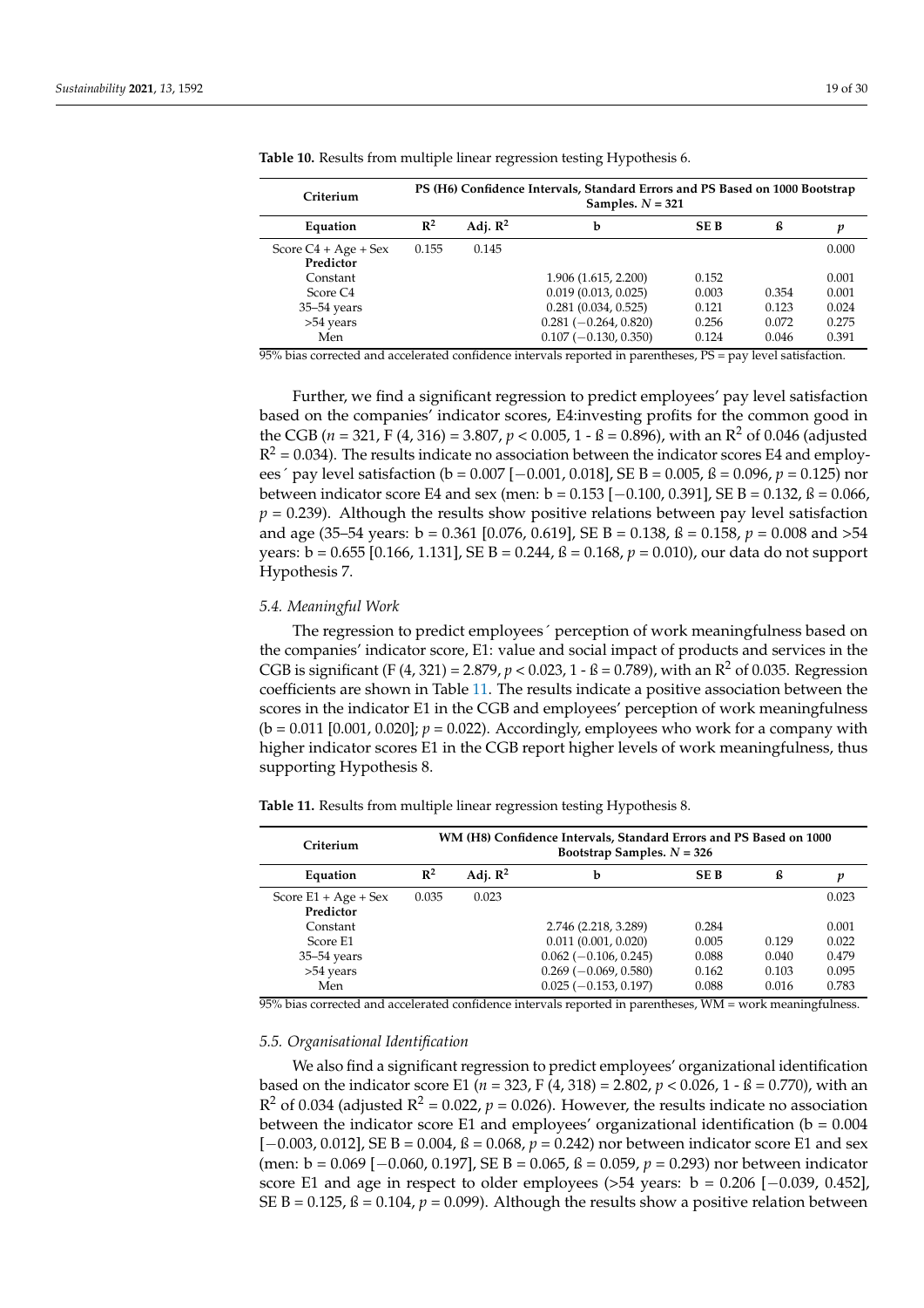**Table 10.** Results from multiple linear regression testing Hypothesis 6.

| Criterium | PS (H6) Confidence Intervals, Standard Errors and PS Based on 1000 Bootstrap Samples. $N = 321$ | | | | | |
|---|---|---|---|---|---|---|
| **Equation** | $R^2$ | **Adj.** $R^2$ | **b** | **SE B** | **ß** | $p$ |
| Score C4 + Age + Sex | 0.155 | 0.145 | | | | 0.000 |
| **Predictor** | | | | | | |
| Constant | | | 1.906 (1.615, 2.200) | 0.152 | | 0.001 |
| Score C4 | | | 0.019 (0.013, 0.025) | 0.003 | 0.354 | 0.001 |
| 35–54 years | | | 0.281 (0.034, 0.525) | 0.121 | 0.123 | 0.024 |
| >54 years | | | 0.281 (−0.264, 0.820) | 0.256 | 0.072 | 0.275 |
| Men | | | 0.107 (−0.130, 0.350) | 0.124 | 0.046 | 0.391 |

95% bias corrected and accelerated confidence intervals reported in parentheses, PS = pay level satisfaction.

Further, we find a significant regression to predict employees' pay level satisfaction based on the companies' indicator scores, E4:investing profits for the common good in the CGB ($n = 321$, $F (4, 316) = 3.807$, $p < 0.005$, $1 - ß = 0.896$), with an $R^2$ of 0.046 (adjusted $R^2 = 0.034$). The results indicate no association between the indicator scores E4 and employees´ pay level satisfaction (b = 0.007 [−0.001, 0.018], SE B = 0.005, ß = 0.096, $p = 0.125$) nor between indicator score E4 and sex (men: b = 0.153 [−0.100, 0.391], SE B = 0.132, ß = 0.066, $p = 0.239$). Although the results show positive relations between pay level satisfaction and age (35–54 years: b = 0.361 [0.076, 0.619], SE B = 0.138, ß = 0.158, $p = 0.008$ and >54 years: b = 0.655 [0.166, 1.131], SE B = 0.244, ß = 0.168, $p = 0.010$), our data do not support Hypothesis 7.

### *5.4. Meaningful Work*

The regression to predict employees´ perception of work meaningfulness based on the companies' indicator score, E1: value and social impact of products and services in the CGB is significant ($F (4, 321) = 2.879$, $p < 0.023$, $1 - ß = 0.789$), with an $R^2$ of 0.035. Regression coefficients are shown in Table 11. The results indicate a positive association between the scores in the indicator E1 in the CGB and employees' perception of work meaningfulness (b = 0.011 [0.001, 0.020]; $p = 0.022$). Accordingly, employees who work for a company with higher indicator scores E1 in the CGB report higher levels of work meaningfulness, thus supporting Hypothesis 8.

**Table 11.** Results from multiple linear regression testing Hypothesis 8.

| Criterium | WM (H8) Confidence Intervals, Standard Errors and PS Based on 1000 Bootstrap Samples. $N = 326$ | | | | | |
|---|---|---|---|---|---|---|
| **Equation** | $R^2$ | **Adj.** $R^2$ | **b** | **SE B** | **ß** | $p$ |
| Score E1 + Age + Sex | 0.035 | 0.023 | | | | 0.023 |
| **Predictor** | | | | | | |
| Constant | | | 2.746 (2.218, 3.289) | 0.284 | | 0.001 |
| Score E1 | | | 0.011 (0.001, 0.020) | 0.005 | 0.129 | 0.022 |
| 35–54 years | | | 0.062 (−0.106, 0.245) | 0.088 | 0.040 | 0.479 |
| >54 years | | | 0.269 (−0.069, 0.580) | 0.162 | 0.103 | 0.095 |
| Men | | | 0.025 (−0.153, 0.197) | 0.088 | 0.016 | 0.783 |

95% bias corrected and accelerated confidence intervals reported in parentheses, WM = work meaningfulness.

### *5.5. Organisational Identification*

We also find a significant regression to predict employees' organizational identification based on the indicator score E1 ($n = 323$, $F (4, 318) = 2.802$, $p < 0.026$, $1 - ß = 0.770$), with an $R^2$ of 0.034 (adjusted $R^2 = 0.022$, $p = 0.026$). However, the results indicate no association between the indicator score E1 and employees' organizational identification (b = 0.004 [−0.003, 0.012], SE B = 0.004, ß = 0.068, $p = 0.242$) nor between indicator score E1 and sex (men: b = 0.069 [−0.060, 0.197], SE B = 0.065, ß = 0.059, $p = 0.293$) nor between indicator score E1 and age in respect to older employees (>54 years: b = 0.206 [−0.039, 0.452], SE B = 0.125, ß = 0.104, $p = 0.099$). Although the results show a positive relation between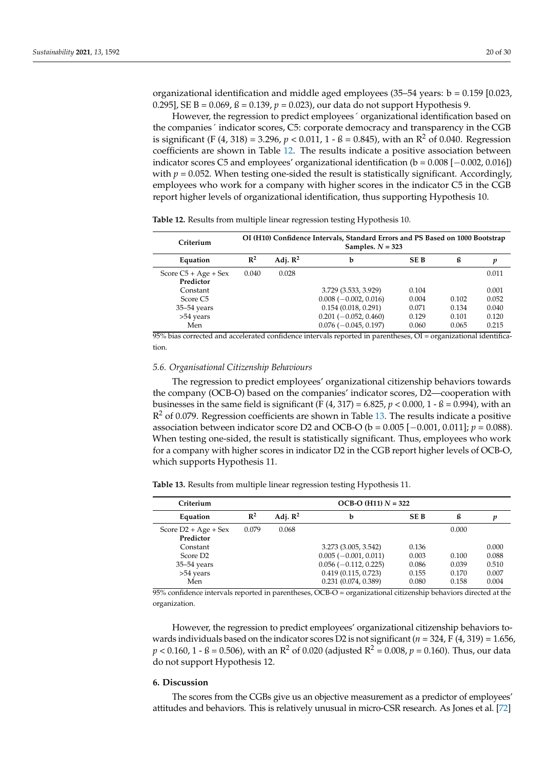organizational identification and middle aged employees (35–54 years: b = 0.159 [0.023, 0.295], SE B = 0.069, ß = 0.139, $p = 0.023$), our data do not support Hypothesis 9.

However, the regression to predict employees´ organizational identification based on the companies´ indicator scores, C5: corporate democracy and transparency in the CGB is significant (F (4, 318) = 3.296, $p < 0.011$, 1 - ß = 0.845), with an $R^2$ of 0.040. Regression coefficients are shown in Table 12. The results indicate a positive association between indicator scores C5 and employees' organizational identification (b = 0.008 [−0.002, 0.016]) with $p = 0.052$. When testing one-sided the result is statistically significant. Accordingly, employees who work for a company with higher scores in the indicator C5 in the CGB report higher levels of organizational identification, thus supporting Hypothesis 10.

**Table 12.** Results from multiple linear regression testing Hypothesis 10.

| Criterium | OI (H10) Confidence Intervals, Standard Errors and PS Based on 1000 Bootstrap Samples. $N = 323$ | | | | | |
|---|---|---|---|---|---|---|
| **Equation** | $R^2$ | **Adj.** $R^2$ | **b** | **SE B** | **ß** | ***p*** |
| Score C5 + Age + Sex | 0.040 | 0.028 | | | | 0.011 |
| **Predictor** | | | | | | |
| Constant | | | 3.729 (3.533, 3.929) | 0.104 | | 0.001 |
| Score C5 | | | 0.008 (−0.002, 0.016) | 0.004 | 0.102 | 0.052 |
| 35–54 years | | | 0.154 (0.018, 0.291) | 0.071 | 0.134 | 0.040 |
| >54 years | | | 0.201 (−0.052, 0.460) | 0.129 | 0.101 | 0.120 |
| Men | | | 0.076 (−0.045, 0.197) | 0.060 | 0.065 | 0.215 |

95% bias corrected and accelerated confidence intervals reported in parentheses, OI = organizational identification.

### 5.6. Organisational Citizenship Behaviours

The regression to predict employees' organizational citizenship behaviors towards the company (OCB-O) based on the companies' indicator scores, D2—cooperation with businesses in the same field is significant (F (4, 317) = 6.825, $p < 0.000$, 1 - ß = 0.994), with an $R^2$ of 0.079. Regression coefficients are shown in Table 13. The results indicate a positive association between indicator score D2 and OCB-O (b = 0.005 [−0.001, 0.011]; $p = 0.088$). When testing one-sided, the result is statistically significant. Thus, employees who work for a company with higher scores in indicator D2 in the CGB report higher levels of OCB-O, which supports Hypothesis 11.

**Table 13.** Results from multiple linear regression testing Hypothesis 11.

| Criterium | OCB-O (H11) $N = 322$ | | | | | |
|---|---|---|---|---|---|---|
| **Equation** | $R^2$ | **Adj.** $R^2$ | **b** | **SE B** | **ß** | ***p*** |
| Score D2 + Age + Sex | 0.079 | 0.068 | | | 0.000 | |
| **Predictor** | | | | | | |
| Constant | | | 3.273 (3.005, 3.542) | 0.136 | | 0.000 |
| Score D2 | | | 0.005 (−0.001, 0.011) | 0.003 | 0.100 | 0.088 |
| 35–54 years | | | 0.056 (−0.112, 0.225) | 0.086 | 0.039 | 0.510 |
| >54 years | | | 0.419 (0.115, 0.723) | 0.155 | 0.170 | 0.007 |
| Men | | | 0.231 (0.074, 0.389) | 0.080 | 0.158 | 0.004 |

95% confidence intervals reported in parentheses, OCB-O = organizational citizenship behaviors directed at the organization.

However, the regression to predict employees' organizational citizenship behaviors towards individuals based on the indicator scores D2 is not significant ($n = 324$, F (4, 319) = 1.656, $p < 0.160$, 1 - ß = 0.506), with an $R^2$ of 0.020 (adjusted $R^2 = 0.008$, $p = 0.160$). Thus, our data do not support Hypothesis 12.

## 6. Discussion

The scores from the CGBs give us an objective measurement as a predictor of employees' attitudes and behaviors. This is relatively unusual in micro-CSR research. As Jones et al. [72]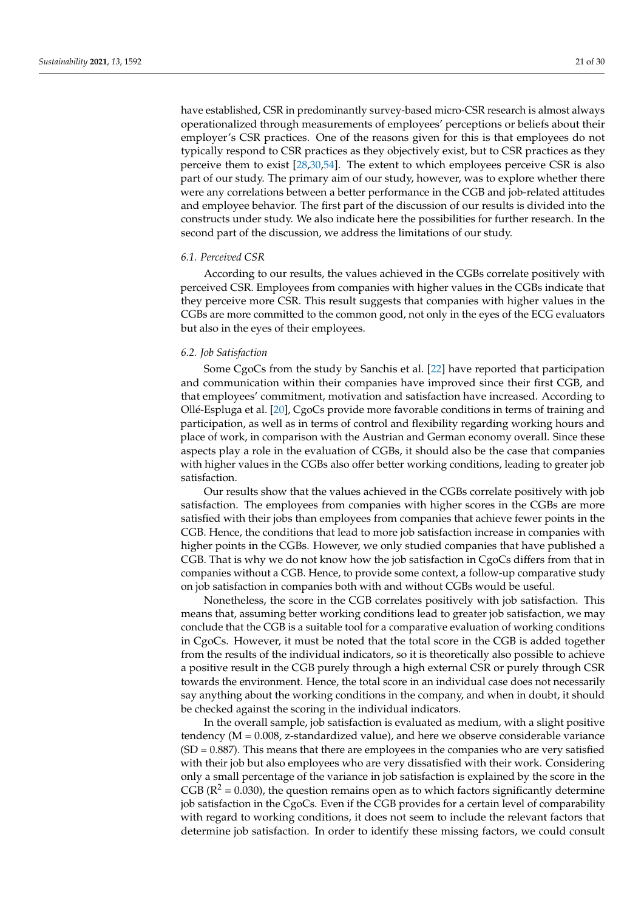have established, CSR in predominantly survey-based micro-CSR research is almost always operationalized through measurements of employees' perceptions or beliefs about their employer's CSR practices. One of the reasons given for this is that employees do not typically respond to CSR practices as they objectively exist, but to CSR practices as they perceive them to exist [28,30,54]. The extent to which employees perceive CSR is also part of our study. The primary aim of our study, however, was to explore whether there were any correlations between a better performance in the CGB and job-related attitudes and employee behavior. The first part of the discussion of our results is divided into the constructs under study. We also indicate here the possibilities for further research. In the second part of the discussion, we address the limitations of our study.

### 6.1. Perceived CSR

According to our results, the values achieved in the CGBs correlate positively with perceived CSR. Employees from companies with higher values in the CGBs indicate that they perceive more CSR. This result suggests that companies with higher values in the CGBs are more committed to the common good, not only in the eyes of the ECG evaluators but also in the eyes of their employees.

### 6.2. Job Satisfaction

Some CgoCs from the study by Sanchis et al. [22] have reported that participation and communication within their companies have improved since their first CGB, and that employees' commitment, motivation and satisfaction have increased. According to Ollé-Espluga et al. [20], CgoCs provide more favorable conditions in terms of training and participation, as well as in terms of control and flexibility regarding working hours and place of work, in comparison with the Austrian and German economy overall. Since these aspects play a role in the evaluation of CGBs, it should also be the case that companies with higher values in the CGBs also offer better working conditions, leading to greater job satisfaction.

Our results show that the values achieved in the CGBs correlate positively with job satisfaction. The employees from companies with higher scores in the CGBs are more satisfied with their jobs than employees from companies that achieve fewer points in the CGB. Hence, the conditions that lead to more job satisfaction increase in companies with higher points in the CGBs. However, we only studied companies that have published a CGB. That is why we do not know how the job satisfaction in CgoCs differs from that in companies without a CGB. Hence, to provide some context, a follow-up comparative study on job satisfaction in companies both with and without CGBs would be useful.

Nonetheless, the score in the CGB correlates positively with job satisfaction. This means that, assuming better working conditions lead to greater job satisfaction, we may conclude that the CGB is a suitable tool for a comparative evaluation of working conditions in CgoCs. However, it must be noted that the total score in the CGB is added together from the results of the individual indicators, so it is theoretically also possible to achieve a positive result in the CGB purely through a high external CSR or purely through CSR towards the environment. Hence, the total score in an individual case does not necessarily say anything about the working conditions in the company, and when in doubt, it should be checked against the scoring in the individual indicators.

In the overall sample, job satisfaction is evaluated as medium, with a slight positive tendency ($M = 0.008$, z-standardized value), and here we observe considerable variance ($SD = 0.887$). This means that there are employees in the companies who are very satisfied with their job but also employees who are very dissatisfied with their work. Considering only a small percentage of the variance in job satisfaction is explained by the score in the CGB ($R^2 = 0.030$), the question remains open as to which factors significantly determine job satisfaction in the CgoCs. Even if the CGB provides for a certain level of comparability with regard to working conditions, it does not seem to include the relevant factors that determine job satisfaction. In order to identify these missing factors, we could consult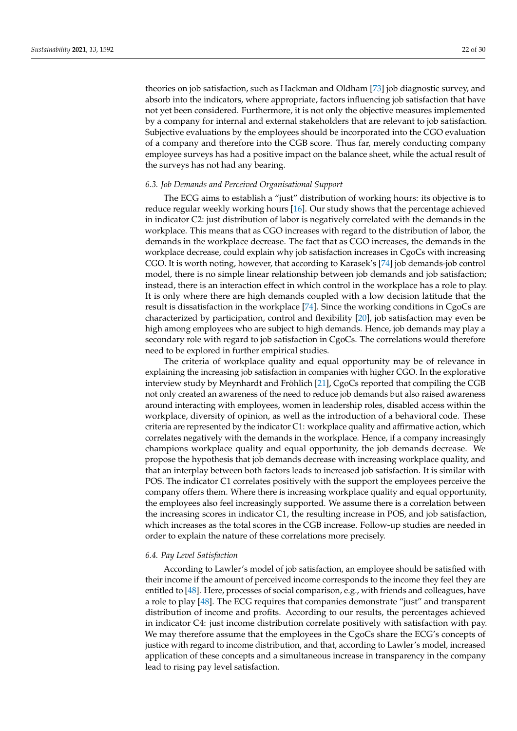theories on job satisfaction, such as Hackman and Oldham [73] job diagnostic survey, and absorb into the indicators, where appropriate, factors influencing job satisfaction that have not yet been considered. Furthermore, it is not only the objective measures implemented by a company for internal and external stakeholders that are relevant to job satisfaction. Subjective evaluations by the employees should be incorporated into the CGO evaluation of a company and therefore into the CGB score. Thus far, merely conducting company employee surveys has had a positive impact on the balance sheet, while the actual result of the surveys has not had any bearing.

### *6.3. Job Demands and Perceived Organisational Support*

The ECG aims to establish a "just" distribution of working hours: its objective is to reduce regular weekly working hours [16]. Our study shows that the percentage achieved in indicator C2: just distribution of labor is negatively correlated with the demands in the workplace. This means that as CGO increases with regard to the distribution of labor, the demands in the workplace decrease. The fact that as CGO increases, the demands in the workplace decrease, could explain why job satisfaction increases in CgoCs with increasing CGO. It is worth noting, however, that according to Karasek's [74] job demands-job control model, there is no simple linear relationship between job demands and job satisfaction; instead, there is an interaction effect in which control in the workplace has a role to play. It is only where there are high demands coupled with a low decision latitude that the result is dissatisfaction in the workplace [74]. Since the working conditions in CgoCs are characterized by participation, control and flexibility [20], job satisfaction may even be high among employees who are subject to high demands. Hence, job demands may play a secondary role with regard to job satisfaction in CgoCs. The correlations would therefore need to be explored in further empirical studies.

The criteria of workplace quality and equal opportunity may be of relevance in explaining the increasing job satisfaction in companies with higher CGO. In the explorative interview study by Meynhardt and Fröhlich [21], CgoCs reported that compiling the CGB not only created an awareness of the need to reduce job demands but also raised awareness around interacting with employees, women in leadership roles, disabled access within the workplace, diversity of opinion, as well as the introduction of a behavioral code. These criteria are represented by the indicator C1: workplace quality and affirmative action, which correlates negatively with the demands in the workplace. Hence, if a company increasingly champions workplace quality and equal opportunity, the job demands decrease. We propose the hypothesis that job demands decrease with increasing workplace quality, and that an interplay between both factors leads to increased job satisfaction. It is similar with POS. The indicator C1 correlates positively with the support the employees perceive the company offers them. Where there is increasing workplace quality and equal opportunity, the employees also feel increasingly supported. We assume there is a correlation between the increasing scores in indicator C1, the resulting increase in POS, and job satisfaction, which increases as the total scores in the CGB increase. Follow-up studies are needed in order to explain the nature of these correlations more precisely.

### *6.4. Pay Level Satisfaction*

According to Lawler's model of job satisfaction, an employee should be satisfied with their income if the amount of perceived income corresponds to the income they feel they are entitled to [48]. Here, processes of social comparison, e.g., with friends and colleagues, have a role to play [48]. The ECG requires that companies demonstrate "just" and transparent distribution of income and profits. According to our results, the percentages achieved in indicator C4: just income distribution correlate positively with satisfaction with pay. We may therefore assume that the employees in the CgoCs share the ECG's concepts of justice with regard to income distribution, and that, according to Lawler's model, increased application of these concepts and a simultaneous increase in transparency in the company lead to rising pay level satisfaction.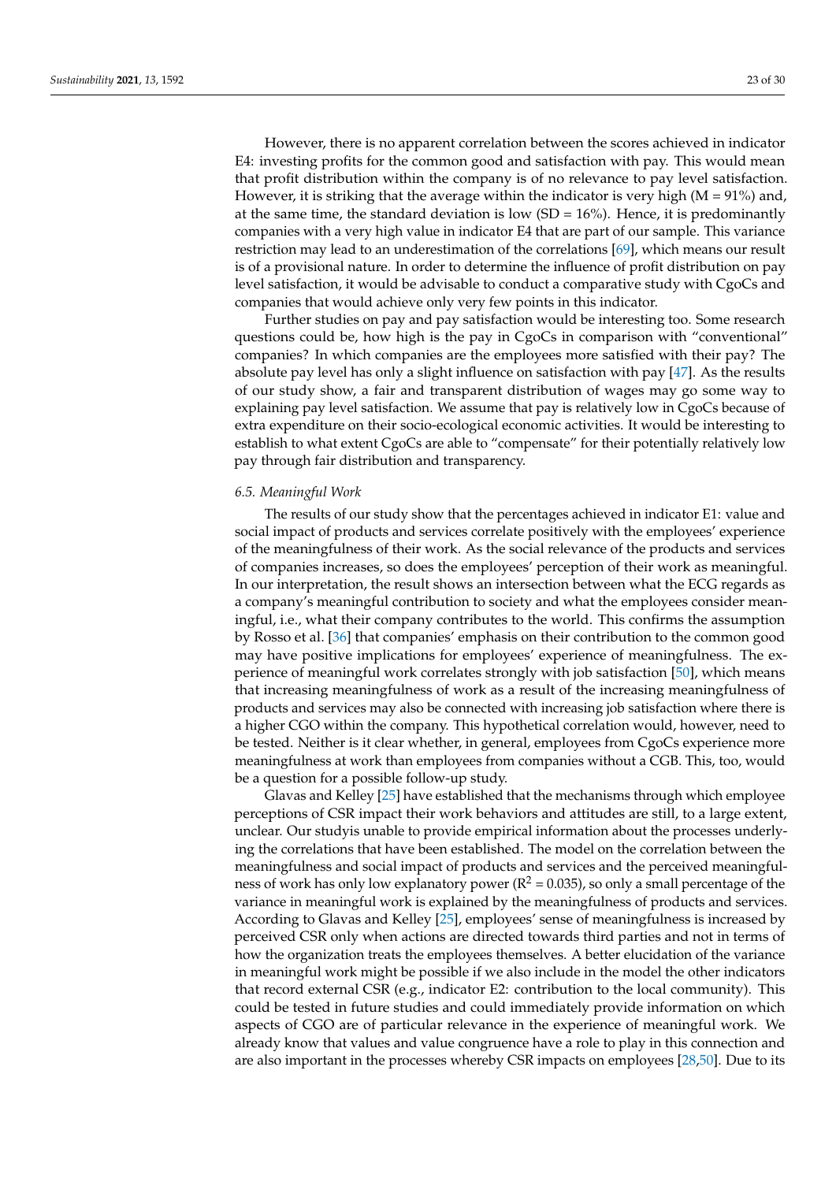However, there is no apparent correlation between the scores achieved in indicator E4: investing profits for the common good and satisfaction with pay. This would mean that profit distribution within the company is of no relevance to pay level satisfaction. However, it is striking that the average within the indicator is very high (M = 91%) and, at the same time, the standard deviation is low (SD = 16%). Hence, it is predominantly companies with a very high value in indicator E4 that are part of our sample. This variance restriction may lead to an underestimation of the correlations [69], which means our result is of a provisional nature. In order to determine the influence of profit distribution on pay level satisfaction, it would be advisable to conduct a comparative study with CgoCs and companies that would achieve only very few points in this indicator.

Further studies on pay and pay satisfaction would be interesting too. Some research questions could be, how high is the pay in CgoCs in comparison with "conventional" companies? In which companies are the employees more satisfied with their pay? The absolute pay level has only a slight influence on satisfaction with pay [47]. As the results of our study show, a fair and transparent distribution of wages may go some way to explaining pay level satisfaction. We assume that pay is relatively low in CgoCs because of extra expenditure on their socio-ecological economic activities. It would be interesting to establish to what extent CgoCs are able to "compensate" for their potentially relatively low pay through fair distribution and transparency.

### *6.5. Meaningful Work*

The results of our study show that the percentages achieved in indicator E1: value and social impact of products and services correlate positively with the employees' experience of the meaningfulness of their work. As the social relevance of the products and services of companies increases, so does the employees' perception of their work as meaningful. In our interpretation, the result shows an intersection between what the ECG regards as a company's meaningful contribution to society and what the employees consider meaningful, i.e., what their company contributes to the world. This confirms the assumption by Rosso et al. [36] that companies' emphasis on their contribution to the common good may have positive implications for employees' experience of meaningfulness. The experience of meaningful work correlates strongly with job satisfaction [50], which means that increasing meaningfulness of work as a result of the increasing meaningfulness of products and services may also be connected with increasing job satisfaction where there is a higher CGO within the company. This hypothetical correlation would, however, need to be tested. Neither is it clear whether, in general, employees from CgoCs experience more meaningfulness at work than employees from companies without a CGB. This, too, would be a question for a possible follow-up study.

Glavas and Kelley [25] have established that the mechanisms through which employee perceptions of CSR impact their work behaviors and attitudes are still, to a large extent, unclear. Our studyis unable to provide empirical information about the processes underlying the correlations that have been established. The model on the correlation between the meaningfulness and social impact of products and services and the perceived meaningfulness of work has only low explanatory power ($R^2$ = 0.035), so only a small percentage of the variance in meaningful work is explained by the meaningfulness of products and services. According to Glavas and Kelley [25], employees' sense of meaningfulness is increased by perceived CSR only when actions are directed towards third parties and not in terms of how the organization treats the employees themselves. A better elucidation of the variance in meaningful work might be possible if we also include in the model the other indicators that record external CSR (e.g., indicator E2: contribution to the local community). This could be tested in future studies and could immediately provide information on which aspects of CGO are of particular relevance in the experience of meaningful work. We already know that values and value congruence have a role to play in this connection and are also important in the processes whereby CSR impacts on employees [28,50]. Due to its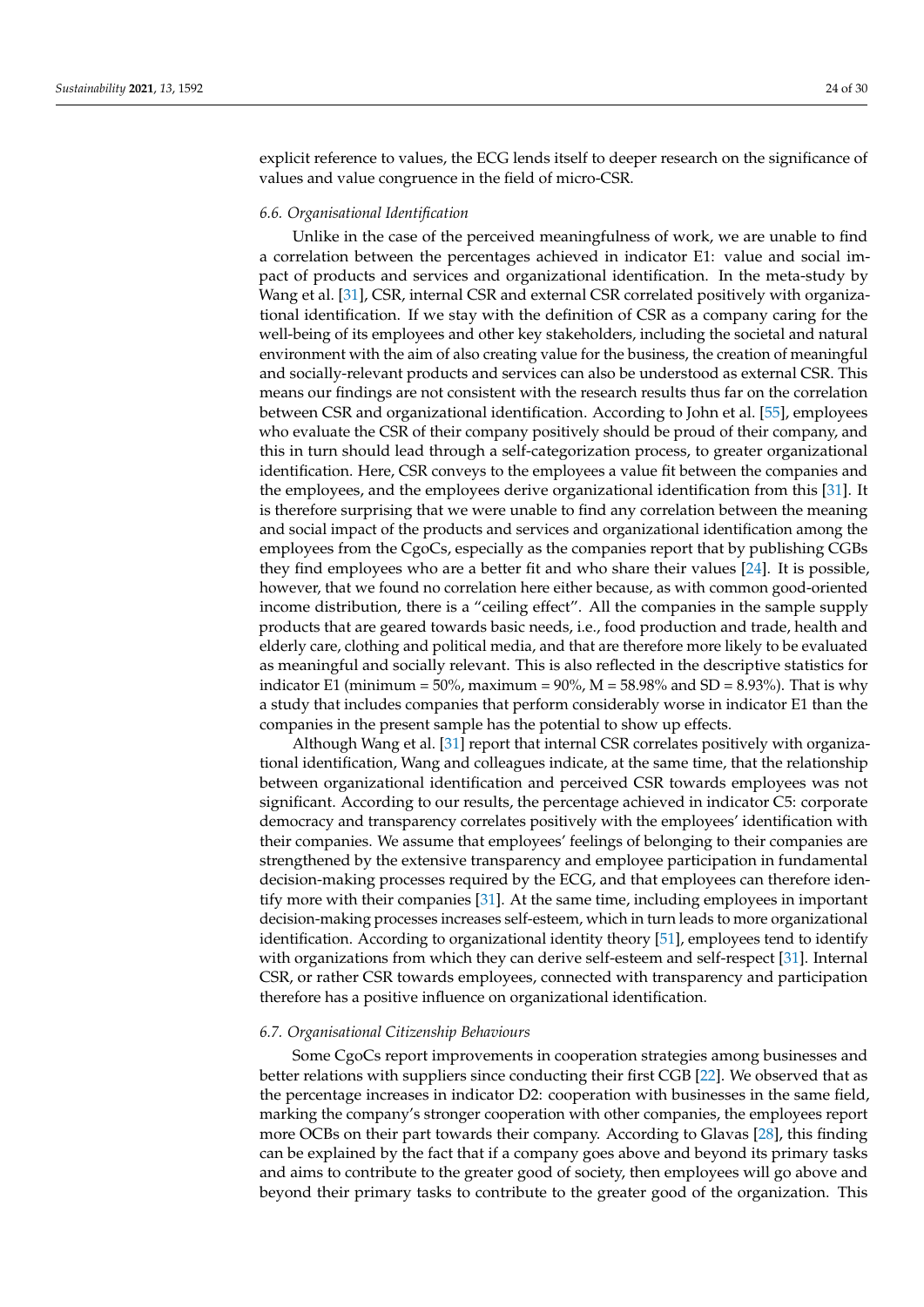explicit reference to values, the ECG lends itself to deeper research on the significance of values and value congruence in the field of micro-CSR.

### 6.6. Organisational Identification

Unlike in the case of the perceived meaningfulness of work, we are unable to find a correlation between the percentages achieved in indicator E1: value and social impact of products and services and organizational identification. In the meta-study by Wang et al. [31], CSR, internal CSR and external CSR correlated positively with organizational identification. If we stay with the definition of CSR as a company caring for the well-being of its employees and other key stakeholders, including the societal and natural environment with the aim of also creating value for the business, the creation of meaningful and socially-relevant products and services can also be understood as external CSR. This means our findings are not consistent with the research results thus far on the correlation between CSR and organizational identification. According to John et al. [55], employees who evaluate the CSR of their company positively should be proud of their company, and this in turn should lead through a self-categorization process, to greater organizational identification. Here, CSR conveys to the employees a value fit between the companies and the employees, and the employees derive organizational identification from this [31]. It is therefore surprising that we were unable to find any correlation between the meaning and social impact of the products and services and organizational identification among the employees from the CgoCs, especially as the companies report that by publishing CGBs they find employees who are a better fit and who share their values [24]. It is possible, however, that we found no correlation here either because, as with common good-oriented income distribution, there is a "ceiling effect". All the companies in the sample supply products that are geared towards basic needs, i.e., food production and trade, health and elderly care, clothing and political media, and that are therefore more likely to be evaluated as meaningful and socially relevant. This is also reflected in the descriptive statistics for indicator E1 (minimum = 50%, maximum = 90%, M = 58.98% and SD = 8.93%). That is why a study that includes companies that perform considerably worse in indicator E1 than the companies in the present sample has the potential to show up effects.

Although Wang et al. [31] report that internal CSR correlates positively with organizational identification, Wang and colleagues indicate, at the same time, that the relationship between organizational identification and perceived CSR towards employees was not significant. According to our results, the percentage achieved in indicator C5: corporate democracy and transparency correlates positively with the employees' identification with their companies. We assume that employees' feelings of belonging to their companies are strengthened by the extensive transparency and employee participation in fundamental decision-making processes required by the ECG, and that employees can therefore identify more with their companies [31]. At the same time, including employees in important decision-making processes increases self-esteem, which in turn leads to more organizational identification. According to organizational identity theory [51], employees tend to identify with organizations from which they can derive self-esteem and self-respect [31]. Internal CSR, or rather CSR towards employees, connected with transparency and participation therefore has a positive influence on organizational identification.

### 6.7. Organisational Citizenship Behaviours

Some CgoCs report improvements in cooperation strategies among businesses and better relations with suppliers since conducting their first CGB [22]. We observed that as the percentage increases in indicator D2: cooperation with businesses in the same field, marking the company's stronger cooperation with other companies, the employees report more OCBs on their part towards their company. According to Glavas [28], this finding can be explained by the fact that if a company goes above and beyond its primary tasks and aims to contribute to the greater good of society, then employees will go above and beyond their primary tasks to contribute to the greater good of the organization. This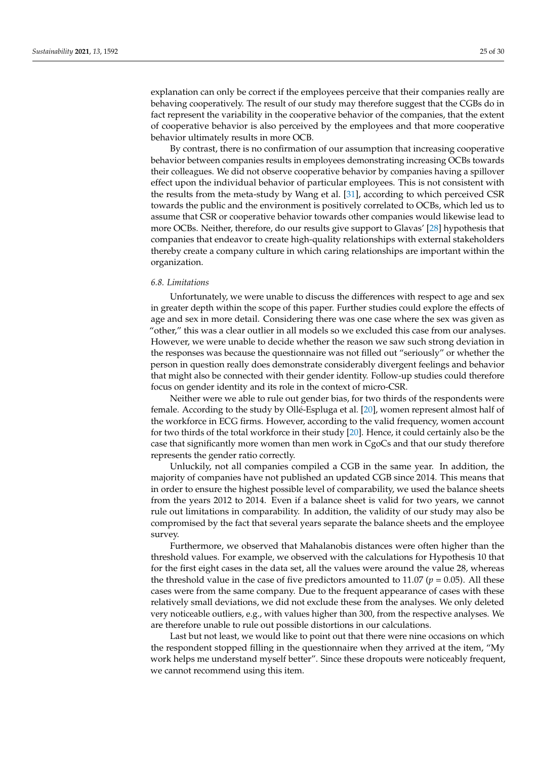explanation can only be correct if the employees perceive that their companies really are behaving cooperatively. The result of our study may therefore suggest that the CGBs do in fact represent the variability in the cooperative behavior of the companies, that the extent of cooperative behavior is also perceived by the employees and that more cooperative behavior ultimately results in more OCB.

By contrast, there is no confirmation of our assumption that increasing cooperative behavior between companies results in employees demonstrating increasing OCBs towards their colleagues. We did not observe cooperative behavior by companies having a spillover effect upon the individual behavior of particular employees. This is not consistent with the results from the meta-study by Wang et al. [31], according to which perceived CSR towards the public and the environment is positively correlated to OCBs, which led us to assume that CSR or cooperative behavior towards other companies would likewise lead to more OCBs. Neither, therefore, do our results give support to Glavas' [28] hypothesis that companies that endeavor to create high-quality relationships with external stakeholders thereby create a company culture in which caring relationships are important within the organization.

### *6.8. Limitations*

Unfortunately, we were unable to discuss the differences with respect to age and sex in greater depth within the scope of this paper. Further studies could explore the effects of age and sex in more detail. Considering there was one case where the sex was given as "other," this was a clear outlier in all models so we excluded this case from our analyses. However, we were unable to decide whether the reason we saw such strong deviation in the responses was because the questionnaire was not filled out "seriously" or whether the person in question really does demonstrate considerably divergent feelings and behavior that might also be connected with their gender identity. Follow-up studies could therefore focus on gender identity and its role in the context of micro-CSR.

Neither were we able to rule out gender bias, for two thirds of the respondents were female. According to the study by Ollé-Espluga et al. [20], women represent almost half of the workforce in ECG firms. However, according to the valid frequency, women account for two thirds of the total workforce in their study [20]. Hence, it could certainly also be the case that significantly more women than men work in CgoCs and that our study therefore represents the gender ratio correctly.

Unluckily, not all companies compiled a CGB in the same year. In addition, the majority of companies have not published an updated CGB since 2014. This means that in order to ensure the highest possible level of comparability, we used the balance sheets from the years 2012 to 2014. Even if a balance sheet is valid for two years, we cannot rule out limitations in comparability. In addition, the validity of our study may also be compromised by the fact that several years separate the balance sheets and the employee survey.

Furthermore, we observed that Mahalanobis distances were often higher than the threshold values. For example, we observed with the calculations for Hypothesis 10 that for the first eight cases in the data set, all the values were around the value 28, whereas the threshold value in the case of five predictors amounted to 11.07 ($p = 0.05$). All these cases were from the same company. Due to the frequent appearance of cases with these relatively small deviations, we did not exclude these from the analyses. We only deleted very noticeable outliers, e.g., with values higher than 300, from the respective analyses. We are therefore unable to rule out possible distortions in our calculations.

Last but not least, we would like to point out that there were nine occasions on which the respondent stopped filling in the questionnaire when they arrived at the item, "My work helps me understand myself better". Since these dropouts were noticeably frequent, we cannot recommend using this item.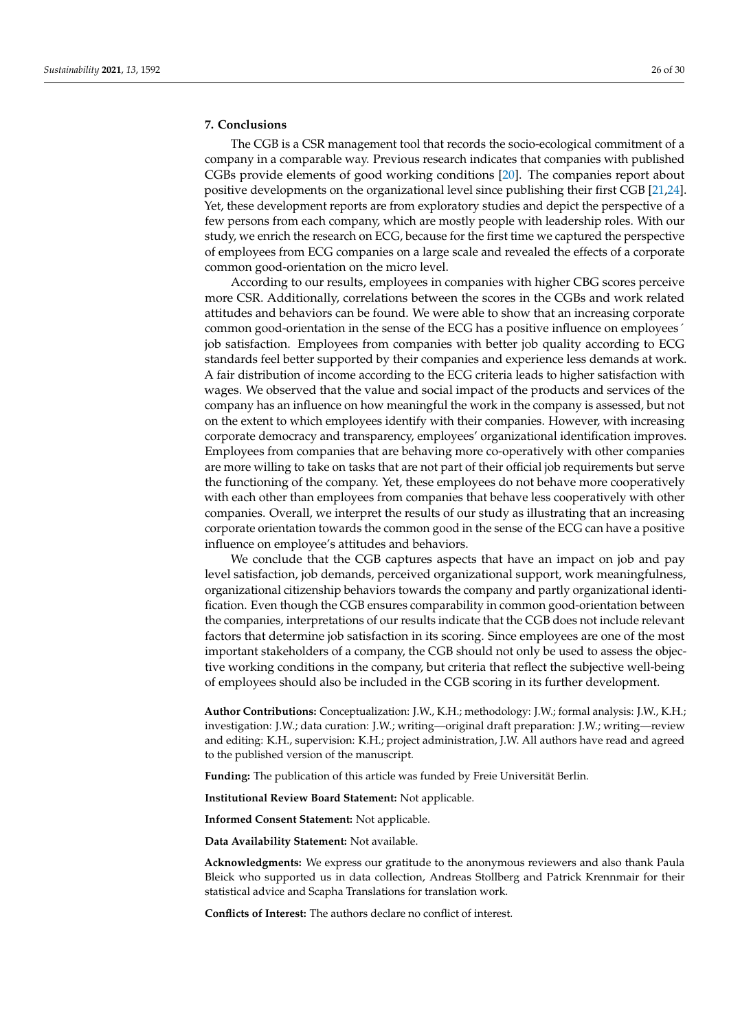## 7. Conclusions

The CGB is a CSR management tool that records the socio-ecological commitment of a company in a comparable way. Previous research indicates that companies with published CGBs provide elements of good working conditions [20]. The companies report about positive developments on the organizational level since publishing their first CGB [21,24]. Yet, these development reports are from exploratory studies and depict the perspective of a few persons from each company, which are mostly people with leadership roles. With our study, we enrich the research on ECG, because for the first time we captured the perspective of employees from ECG companies on a large scale and revealed the effects of a corporate common good-orientation on the micro level.

According to our results, employees in companies with higher CBG scores perceive more CSR. Additionally, correlations between the scores in the CGBs and work related attitudes and behaviors can be found. We were able to show that an increasing corporate common good-orientation in the sense of the ECG has a positive influence on employees´ job satisfaction. Employees from companies with better job quality according to ECG standards feel better supported by their companies and experience less demands at work. A fair distribution of income according to the ECG criteria leads to higher satisfaction with wages. We observed that the value and social impact of the products and services of the company has an influence on how meaningful the work in the company is assessed, but not on the extent to which employees identify with their companies. However, with increasing corporate democracy and transparency, employees' organizational identification improves. Employees from companies that are behaving more co-operatively with other companies are more willing to take on tasks that are not part of their official job requirements but serve the functioning of the company. Yet, these employees do not behave more cooperatively with each other than employees from companies that behave less cooperatively with other companies. Overall, we interpret the results of our study as illustrating that an increasing corporate orientation towards the common good in the sense of the ECG can have a positive influence on employee's attitudes and behaviors.

We conclude that the CGB captures aspects that have an impact on job and pay level satisfaction, job demands, perceived organizational support, work meaningfulness, organizational citizenship behaviors towards the company and partly organizational identification. Even though the CGB ensures comparability in common good-orientation between the companies, interpretations of our results indicate that the CGB does not include relevant factors that determine job satisfaction in its scoring. Since employees are one of the most important stakeholders of a company, the CGB should not only be used to assess the objective working conditions in the company, but criteria that reflect the subjective well-being of employees should also be included in the CGB scoring in its further development.

**Author Contributions:** Conceptualization: J.W., K.H.; methodology: J.W.; formal analysis: J.W., K.H.; investigation: J.W.; data curation: J.W.; writing—original draft preparation: J.W.; writing—review and editing: K.H., supervision: K.H.; project administration, J.W. All authors have read and agreed to the published version of the manuscript.

**Funding:** The publication of this article was funded by Freie Universität Berlin.

**Institutional Review Board Statement:** Not applicable.

**Informed Consent Statement:** Not applicable.

**Data Availability Statement:** Not available.

**Acknowledgments:** We express our gratitude to the anonymous reviewers and also thank Paula Bleick who supported us in data collection, Andreas Stollberg and Patrick Krennmair for their statistical advice and Scapha Translations for translation work.

**Conflicts of Interest:** The authors declare no conflict of interest.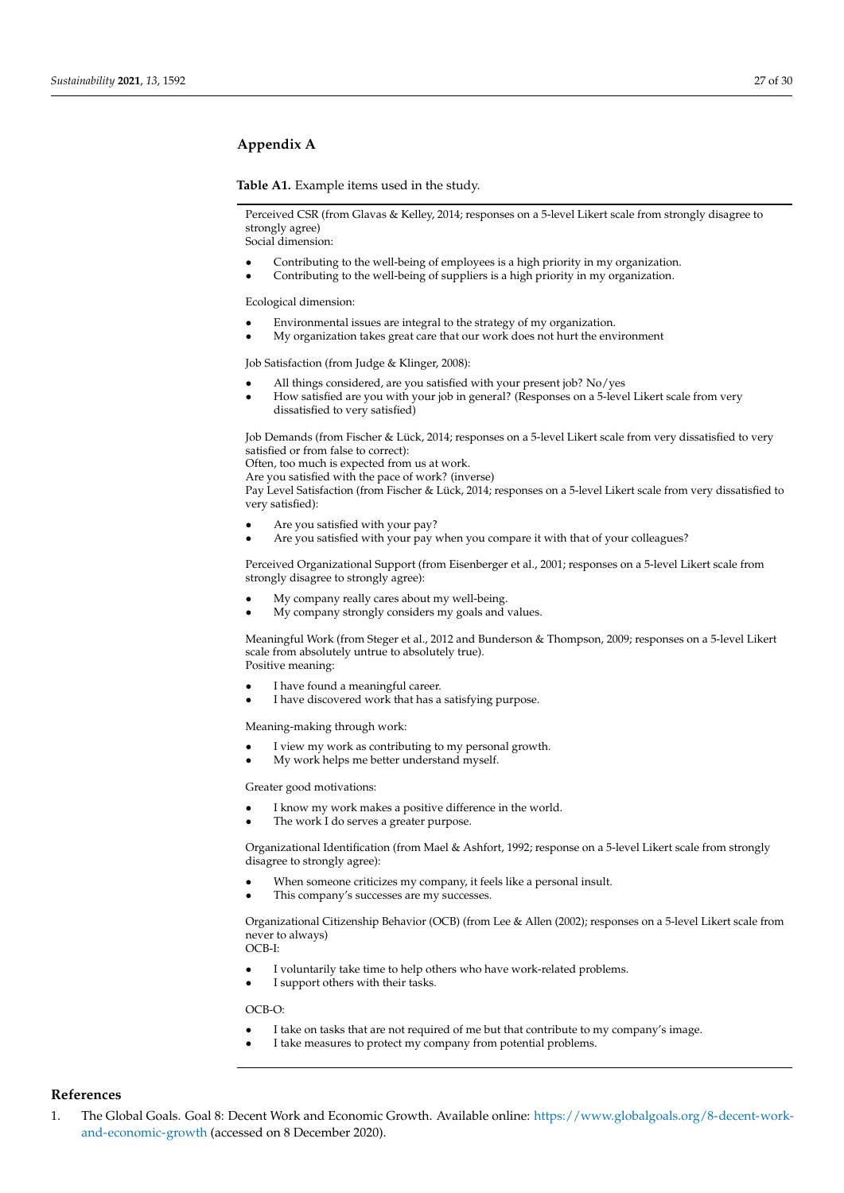## Appendix A

**Table A1.** Example items used in the study.

Perceived CSR (from Glavas & Kelley, 2014; responses on a 5-level Likert scale from strongly disagree to strongly agree)
Social dimension:

- Contributing to the well-being of employees is a high priority in my organization.
- Contributing to the well-being of suppliers is a high priority in my organization.

Ecological dimension:

- Environmental issues are integral to the strategy of my organization.
- My organization takes great care that our work does not hurt the environment

Job Satisfaction (from Judge & Klinger, 2008):

- All things considered, are you satisfied with your present job? No/yes
- How satisfied are you with your job in general? (Responses on a 5-level Likert scale from very dissatisfied to very satisfied)

Job Demands (from Fischer & Lück, 2014; responses on a 5-level Likert scale from very dissatisfied to very satisfied or from false to correct):
Often, too much is expected from us at work.
Are you satisfied with the pace of work? (inverse)
Pay Level Satisfaction (from Fischer & Lück, 2014; responses on a 5-level Likert scale from very dissatisfied to very satisfied):

- Are you satisfied with your pay?
- Are you satisfied with your pay when you compare it with that of your colleagues?

Perceived Organizational Support (from Eisenberger et al., 2001; responses on a 5-level Likert scale from strongly disagree to strongly agree):

- My company really cares about my well-being.
- My company strongly considers my goals and values.

Meaningful Work (from Steger et al., 2012 and Bunderson & Thompson, 2009; responses on a 5-level Likert scale from absolutely untrue to absolutely true).
Positive meaning:

- I have found a meaningful career.
- I have discovered work that has a satisfying purpose.

Meaning-making through work:

- I view my work as contributing to my personal growth.
- My work helps me better understand myself.

Greater good motivations:

- I know my work makes a positive difference in the world.
- The work I do serves a greater purpose.

Organizational Identification (from Mael & Ashfort, 1992; response on a 5-level Likert scale from strongly disagree to strongly agree):

- When someone criticizes my company, it feels like a personal insult.
- This company's successes are my successes.

Organizational Citizenship Behavior (OCB) (from Lee & Allen (2002); responses on a 5-level Likert scale from never to always)
OCB-I:

- I voluntarily take time to help others who have work-related problems.
- I support others with their tasks.

OCB-O:

- I take on tasks that are not required of me but that contribute to my company's image.
- I take measures to protect my company from potential problems.

## References

1. The Global Goals. Goal 8: Decent Work and Economic Growth. Available online: https://www.globalgoals.org/8-decent-work-and-economic-growth (accessed on 8 December 2020).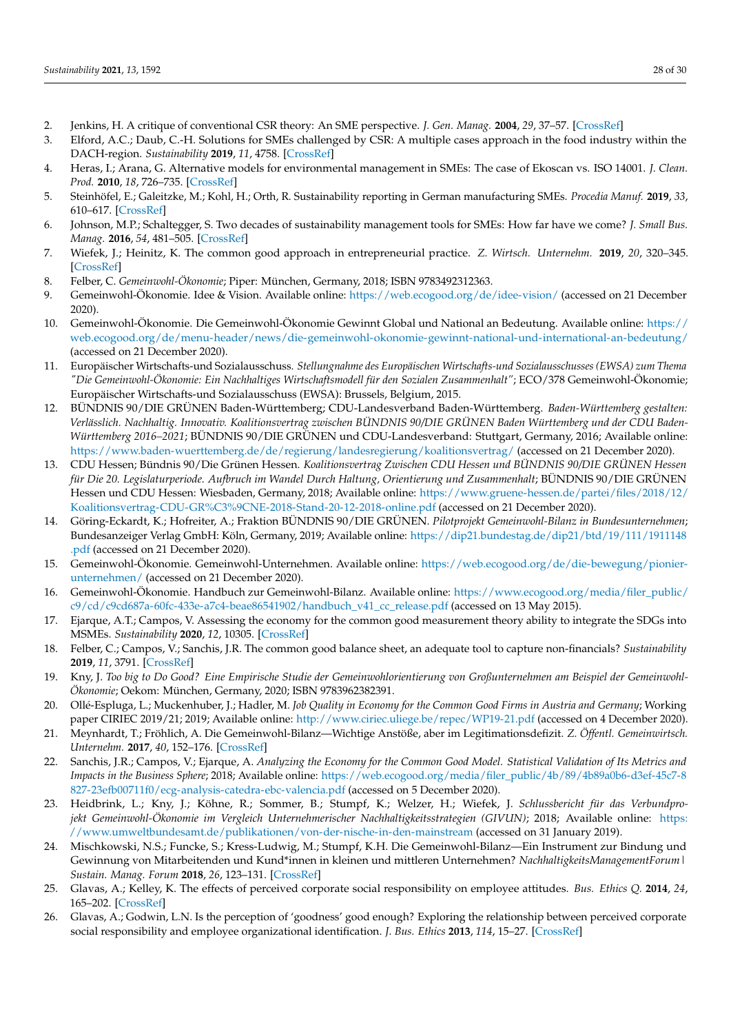2. Jenkins, H. A critique of conventional CSR theory: An SME perspective. *J. Gen. Manag.* **2004**, *29*, 37–57. [CrossRef]
3. Elford, A.C.; Daub, C.-H. Solutions for SMEs challenged by CSR: A multiple cases approach in the food industry within the DACH-region. *Sustainability* **2019**, *11*, 4758. [CrossRef]
4. Heras, I.; Arana, G. Alternative models for environmental management in SMEs: The case of Ekoscan vs. ISO 14001. *J. Clean. Prod.* **2010**, *18*, 726–735. [CrossRef]
5. Steinhöfel, E.; Galeitzke, M.; Kohl, H.; Orth, R. Sustainability reporting in German manufacturing SMEs. *Procedia Manuf.* **2019**, *33*, 610–617. [CrossRef]
6. Johnson, M.P.; Schaltegger, S. Two decades of sustainability management tools for SMEs: How far have we come? *J. Small Bus. Manag.* **2016**, *54*, 481–505. [CrossRef]
7. Wiefek, J.; Heinitz, K. The common good approach in entrepreneurial practice. *Z. Wirtsch. Unternehm.* **2019**, *20*, 320–345. [CrossRef]
8. Felber, C. *Gemeinwohl-Ökonomie*; Piper: München, Germany, 2018; ISBN 9783492312363.
9. Gemeinwohl-Ökonomie. Idee & Vision. Available online: https://web.ecogood.org/de/idee-vision/ (accessed on 21 December 2020).
10. Gemeinwohl-Ökonomie. Die Gemeinwohl-Ökonomie Gewinnt Global und National an Bedeutung. Available online: https://web.ecogood.org/de/menu-header/news/die-gemeinwohl-okonomie-gewinnt-national-und-international-an-bedeutung/ (accessed on 21 December 2020).
11. Europäischer Wirtschafts-und Sozialausschuss. *Stellungnahme des Europäischen Wirtschafts-und Sozialausschusses (EWSA) zum Thema "Die Gemeinwohl-Ökonomie: Ein Nachhaltiges Wirtschaftsmodell für den Sozialen Zusammenhalt"*; ECO/378 Gemeinwohl-Ökonomie; Europäischer Wirtschafts-und Sozialausschuss (EWSA): Brussels, Belgium, 2015.
12. BÜNDNIS 90/DIE GRÜNEN Baden-Württemberg; CDU-Landesverband Baden-Württemberg. *Baden-Württemberg gestalten: Verlässlich. Nachhaltig. Innovativ. Koalitionsvertrag zwischen BÜNDNIS 90/DIE GRÜNEN Baden Württemberg und der CDU Baden-Württemberg 2016–2021*; BÜNDNIS 90/DIE GRÜNEN und CDU-Landesverband: Stuttgart, Germany, 2016; Available online: https://www.baden-wuerttemberg.de/de/regierung/landesregierung/koalitionsvertrag/ (accessed on 21 December 2020).
13. CDU Hessen; Bündnis 90/Die Grünen Hessen. *Koalitionsvertrag Zwischen CDU Hessen und BÜNDNIS 90/DIE GRÜNEN Hessen für Die 20. Legislaturperiode. Aufbruch im Wandel Durch Haltung, Orientierung und Zusammenhalt*; BÜNDNIS 90/DIE GRÜNEN Hessen und CDU Hessen: Wiesbaden, Germany, 2018; Available online: https://www.gruene-hessen.de/partei/files/2018/12/Koalitionsvertrag-CDU-GR%C3%9CNE-2018-Stand-20-12-2018-online.pdf (accessed on 21 December 2020).
14. Göring-Eckardt, K.; Hofreiter, A.; Fraktion BÜNDNIS 90/DIE GRÜNEN. *Pilotprojekt Gemeinwohl-Bilanz in Bundesunternehmen*; Bundesanzeiger Verlag GmbH: Köln, Germany, 2019; Available online: https://dip21.bundestag.de/dip21/btd/19/111/1911148.pdf (accessed on 21 December 2020).
15. Gemeinwohl-Ökonomie. Gemeinwohl-Unternehmen. Available online: https://web.ecogood.org/de/die-bewegung/pionier-unternehmen/ (accessed on 21 December 2020).
16. Gemeinwohl-Ökonomie. Handbuch zur Gemeinwohl-Bilanz. Available online: https://www.ecogood.org/media/filer_public/c9/cd/c9cd687a-60fc-433e-a7c4-beae86541902/handbuch_v41_cc_release.pdf (accessed on 13 May 2015).
17. Ejarque, A.T.; Campos, V. Assessing the economy for the common good measurement theory ability to integrate the SDGs into MSMEs. *Sustainability* **2020**, *12*, 10305. [CrossRef]
18. Felber, C.; Campos, V.; Sanchis, J.R. The common good balance sheet, an adequate tool to capture non-financials? *Sustainability* **2019**, *11*, 3791. [CrossRef]
19. Kny, J. *Too big to Do Good? Eine Empirische Studie der Gemeinwohlorientierung von Großunternehmen am Beispiel der Gemeinwohl-Ökonomie*; Oekom: München, Germany, 2020; ISBN 9783962382391.
20. Ollé-Espluga, L.; Muckenhuber, J.; Hadler, M. *Job Quality in Economy for the Common Good Firms in Austria and Germany*; Working paper CIRIEC 2019/21; 2019; Available online: http://www.ciriec.uliege.be/repec/WP19-21.pdf (accessed on 4 December 2020).
21. Meynhardt, T.; Fröhlich, A. Die Gemeinwohl-Bilanz—Wichtige Anstöße, aber im Legitimationsdefizit. *Z. Öffentl. Gemeinwirtsch. Unternehm.* **2017**, *40*, 152–176. [CrossRef]
22. Sanchis, J.R.; Campos, V.; Ejarque, A. *Analyzing the Economy for the Common Good Model. Statistical Validation of Its Metrics and Impacts in the Business Sphere*; 2018; Available online: https://web.ecogood.org/media/filer_public/4b/89/4b89a0b6-d3ef-45c7-8827-23efb00711f0/ecg-analysis-catedra-ebc-valencia.pdf (accessed on 5 December 2020).
23. Heidbrink, L.; Kny, J.; Köhne, R.; Sommer, B.; Stumpf, K.; Welzer, H.; Wiefek, J. *Schlussbericht für das Verbundprojekt Gemeinwohl-Ökonomie im Vergleich Unternehmerischer Nachhaltigkeitsstrategien (GIVUN)*; 2018; Available online: https://www.umweltbundesamt.de/publikationen/von-der-nische-in-den-mainstream (accessed on 31 January 2019).
24. Mischkowski, N.S.; Funcke, S.; Kress-Ludwig, M.; Stumpf, K.H. Die Gemeinwohl-Bilanz—Ein Instrument zur Bindung und Gewinnung von Mitarbeitenden und Kund*innen in kleinen und mittleren Unternehmen? *NachhaltigkeitsManagementForum | Sustain. Manag. Forum* **2018**, *26*, 123–131. [CrossRef]
25. Glavas, A.; Kelley, K. The effects of perceived corporate social responsibility on employee attitudes. *Bus. Ethics Q.* **2014**, *24*, 165–202. [CrossRef]
26. Glavas, A.; Godwin, L.N. Is the perception of 'goodness' good enough? Exploring the relationship between perceived corporate social responsibility and employee organizational identification. *J. Bus. Ethics* **2013**, *114*, 15–27. [CrossRef]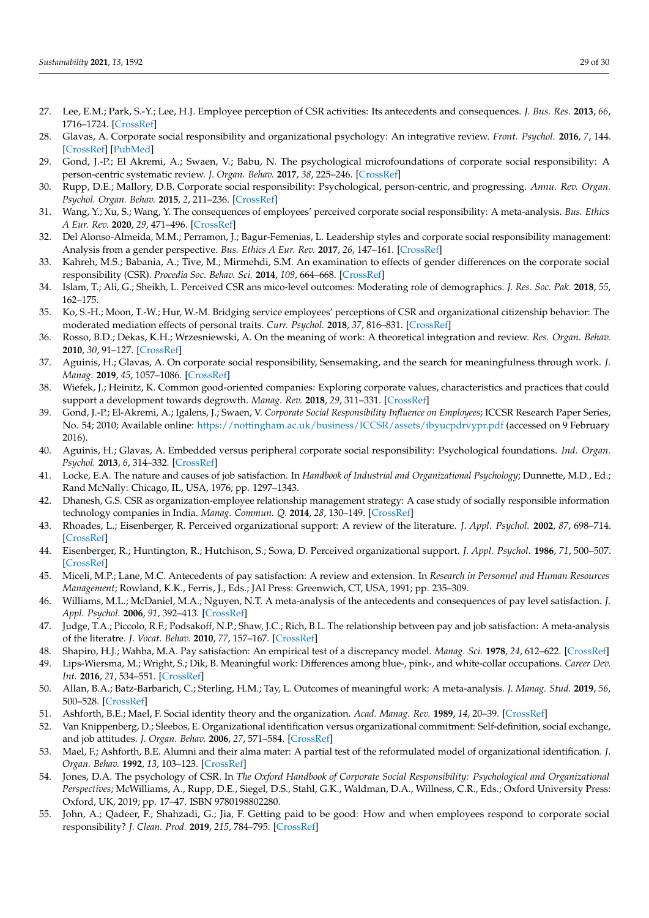27. Lee, E.M.; Park, S.-Y.; Lee, H.J. Employee perception of CSR activities: Its antecedents and consequences. *J. Bus. Res.* **2013**, *66*, 1716–1724. [CrossRef]
28. Glavas, A. Corporate social responsibility and organizational psychology: An integrative review. *Front. Psychol.* **2016**, *7*, 144. [CrossRef] [PubMed]
29. Gond, J.-P.; El Akremi, A.; Swaen, V.; Babu, N. The psychological microfoundations of corporate social responsibility: A person-centric systematic review. *J. Organ. Behav.* **2017**, *38*, 225–246. [CrossRef]
30. Rupp, D.E.; Mallory, D.B. Corporate social responsibility: Psychological, person-centric, and progressing. *Annu. Rev. Organ. Psychol. Organ. Behav.* **2015**, *2*, 211–236. [CrossRef]
31. Wang, Y.; Xu, S.; Wang, Y. The consequences of employees' perceived corporate social responsibility: A meta-analysis. *Bus. Ethics A Eur. Rev.* **2020**, *29*, 471–496. [CrossRef]
32. Del Alonso-Almeida, M.M.; Perramon, J.; Bagur-Femenias, L. Leadership styles and corporate social responsibility management: Analysis from a gender perspective. *Bus. Ethics A Eur. Rev.* **2017**, *26*, 147–161. [CrossRef]
33. Kahreh, M.S.; Babania, A.; Tive, M.; Mirmehdi, S.M. An examination to effects of gender differences on the corporate social responsibility (CSR). *Procedia Soc. Behav. Sci.* **2014**, *109*, 664–668. [CrossRef]
34. Islam, T.; Ali, G.; Sheikh, L. Perceived CSR ans mico-level outcomes: Moderating role of demographics. *J. Res. Soc. Pak.* **2018**, *55*, 162–175.
35. Ko, S.-H.; Moon, T.-W.; Hur, W.-M. Bridging service employees' perceptions of CSR and organizational citizenship behavior: The moderated mediation effects of personal traits. *Curr. Psychol.* **2018**, *37*, 816–831. [CrossRef]
36. Rosso, B.D.; Dekas, K.H.; Wrzesniewski, A. On the meaning of work: A theoretical integration and review. *Res. Organ. Behav.* **2010**, *30*, 91–127. [CrossRef]
37. Aguinis, H.; Glavas, A. On corporate social responsibility, Sensemaking, and the search for meaningfulness through work. *J. Manag.* **2019**, *45*, 1057–1086. [CrossRef]
38. Wiefek, J.; Heinitz, K. Common good-oriented companies: Exploring corporate values, characteristics and practices that could support a development towards degrowth. *Manag. Rev.* **2018**, *29*, 311–331. [CrossRef]
39. Gond, J.-P.; El-Akremi, A.; Igalens, J.; Swaen, V. *Corporate Social Responsibility Influence on Employees*; ICCSR Research Paper Series, No. 54; 2010; Available online: https://nottingham.ac.uk/business/ICCSR/assets/ibyucpdrvypr.pdf (accessed on 9 February 2016).
40. Aguinis, H.; Glavas, A. Embedded versus peripheral corporate social responsibility: Psychological foundations. *Ind. Organ. Psychol.* **2013**, *6*, 314–332. [CrossRef]
41. Locke, E.A. The nature and causes of job satisfaction. In *Handbook of Industrial and Organizational Psychology*; Dunnette, M.D., Ed.; Rand McNally: Chicago, IL, USA, 1976; pp. 1297–1343.
42. Dhanesh, G.S. CSR as organization-employee relationship management strategy: A case study of socially responsible information technology companies in India. *Manag. Commun. Q.* **2014**, *28*, 130–149. [CrossRef]
43. Rhoades, L.; Eisenberger, R. Perceived organizational support: A review of the literature. *J. Appl. Psychol.* **2002**, *87*, 698–714. [CrossRef]
44. Eisenberger, R.; Huntington, R.; Hutchison, S.; Sowa, D. Perceived organizational support. *J. Appl. Psychol.* **1986**, *71*, 500–507. [CrossRef]
45. Miceli, M.P.; Lane, M.C. Antecedents of pay satisfaction: A review and extension. In *Research in Personnel and Human Resources Management*; Rowland, K.K., Ferris, J., Eds.; JAI Press: Greenwich, CT, USA, 1991; pp. 235–309.
46. Williams, M.L.; McDaniel, M.A.; Nguyen, N.T. A meta-analysis of the antecedents and consequences of pay level satisfaction. *J. Appl. Psychol.* **2006**, *91*, 392–413. [CrossRef]
47. Judge, T.A.; Piccolo, R.F.; Podsakoff, N.P.; Shaw, J.C.; Rich, B.L. The relationship between pay and job satisfaction: A meta-analysis of the literatre. *J. Vocat. Behav.* **2010**, *77*, 157–167. [CrossRef]
48. Shapiro, H.J.; Wahba, M.A. Pay satisfaction: An empirical test of a discrepancy model. *Manag. Sci.* **1978**, *24*, 612–622. [CrossRef]
49. Lips-Wiersma, M.; Wright, S.; Dik, B. Meaningful work: Differences among blue-, pink-, and white-collar occupations. *Career Dev. Int.* **2016**, *21*, 534–551. [CrossRef]
50. Allan, B.A.; Batz-Barbarich, C.; Sterling, H.M.; Tay, L. Outcomes of meaningful work: A meta-analysis. *J. Manag. Stud.* **2019**, *56*, 500–528. [CrossRef]
51. Ashforth, B.E.; Mael, F. Social identity theory and the organization. *Acad. Manag. Rev.* **1989**, *14*, 20–39. [CrossRef]
52. Van Knippenberg, D.; Sleebos, E. Organizational identification versus organizational commitment: Self-definition, social exchange, and job attitudes. *J. Organ. Behav.* **2006**, *27*, 571–584. [CrossRef]
53. Mael, F.; Ashforth, B.E. Alumni and their alma mater: A partial test of the reformulated model of organizational identification. *J. Organ. Behav.* **1992**, *13*, 103–123. [CrossRef]
54. Jones, D.A. The psychology of CSR. In *The Oxford Handbook of Corporate Social Responsibility: Psychological and Organizational Perspectives*; McWilliams, A., Rupp, D.E., Siegel, D.S., Stahl, G.K., Waldman, D.A., Willness, C.R., Eds.; Oxford University Press: Oxford, UK, 2019; pp. 17–47. ISBN 9780198802280.
55. John, A.; Qadeer, F.; Shahzadi, G.; Jia, F. Getting paid to be good: How and when employees respond to corporate social responsibility? *J. Clean. Prod.* **2019**, *215*, 784–795. [CrossRef]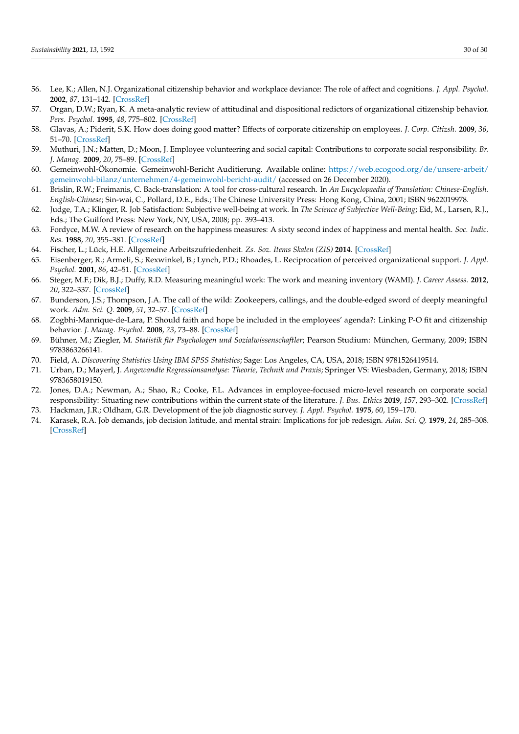56. Lee, K.; Allen, N.J. Organizational citizenship behavior and workplace deviance: The role of affect and cognitions. *J. Appl. Psychol.* **2002**, *87*, 131–142. [CrossRef]
57. Organ, D.W.; Ryan, K. A meta-analytic review of attitudinal and dispositional redictors of organizational citizenship behavior. *Pers. Psychol.* **1995**, *48*, 775–802. [CrossRef]
58. Glavas, A.; Piderit, S.K. How does doing good matter? Effects of corporate citizenship on employees. *J. Corp. Citizsh.* **2009**, *36*, 51–70. [CrossRef]
59. Muthuri, J.N.; Matten, D.; Moon, J. Employee volunteering and social capital: Contributions to corporate social responsibility. *Br. J. Manag.* **2009**, *20*, 75–89. [CrossRef]
60. Gemeinwohl-Ökonomie. Gemeinwohl-Bericht Auditierung. Available online: https://web.ecogood.org/de/unsere-arbeit/gemeinwohl-bilanz/unternehmen/4-gemeinwohl-bericht-audit/ (accessed on 26 December 2020).
61. Brislin, R.W.; Freimanis, C. Back-translation: A tool for cross-cultural research. In *An Encyclopaedia of Translation: Chinese-English. English-Chinese*; Sin-wai, C., Pollard, D.E., Eds.; The Chinese University Press: Hong Kong, China, 2001; ISBN 9622019978.
62. Judge, T.A.; Klinger, R. Job Satisfaction: Subjective well-being at work. In *The Science of Subjective Well-Being*; Eid, M., Larsen, R.J., Eds.; The Guilford Press: New York, NY, USA, 2008; pp. 393–413.
63. Fordyce, M.W. A review of research on the happiness measures: A sixty second index of happiness and mental health. *Soc. Indic. Res.* **1988**, *20*, 355–381. [CrossRef]
64. Fischer, L.; Lück, H.E. Allgemeine Arbeitszufriedenheit. *Zs. Soz. Items Skalen (ZIS)* **2014**. [CrossRef]
65. Eisenberger, R.; Armeli, S.; Rexwinkel, B.; Lynch, P.D.; Rhoades, L. Reciprocation of perceived organizational support. *J. Appl. Psychol.* **2001**, *86*, 42–51. [CrossRef]
66. Steger, M.F.; Dik, B.J.; Duffy, R.D. Measuring meaningful work: The work and meaning inventory (WAMI). *J. Career Assess.* **2012**, *20*, 322–337. [CrossRef]
67. Bunderson, J.S.; Thompson, J.A. The call of the wild: Zookeepers, callings, and the double-edged sword of deeply meaningful work. *Adm. Sci. Q.* **2009**, *51*, 32–57. [CrossRef]
68. Zogbhi-Manrique-de-Lara, P. Should faith and hope be included in the employees' agenda?: Linking P-O fit and citizenship behavior. *J. Manag. Psychol.* **2008**, *23*, 73–88. [CrossRef]
69. Bühner, M.; Ziegler, M. *Statistik für Psychologen und Sozialwissenschaftler*; Pearson Studium: München, Germany, 2009; ISBN 9783863266141.
70. Field, A. *Discovering Statistics Using IBM SPSS Statistics*; Sage: Los Angeles, CA, USA, 2018; ISBN 9781526419514.
71. Urban, D.; Mayerl, J. *Angewandte Regressionsanalyse: Theorie, Technik und Praxis*; Springer VS: Wiesbaden, Germany, 2018; ISBN 9783658019150.
72. Jones, D.A.; Newman, A.; Shao, R.; Cooke, F.L. Advances in employee-focused micro-level research on corporate social responsibility: Situating new contributions within the current state of the literature. *J. Bus. Ethics* **2019**, *157*, 293–302. [CrossRef]
73. Hackman, J.R.; Oldham, G.R. Development of the job diagnostic survey. *J. Appl. Psychol.* **1975**, *60*, 159–170.
74. Karasek, R.A. Job demands, job decision latitude, and mental strain: Implications for job redesign. *Adm. Sci. Q.* **1979**, *24*, 285–308. [CrossRef]